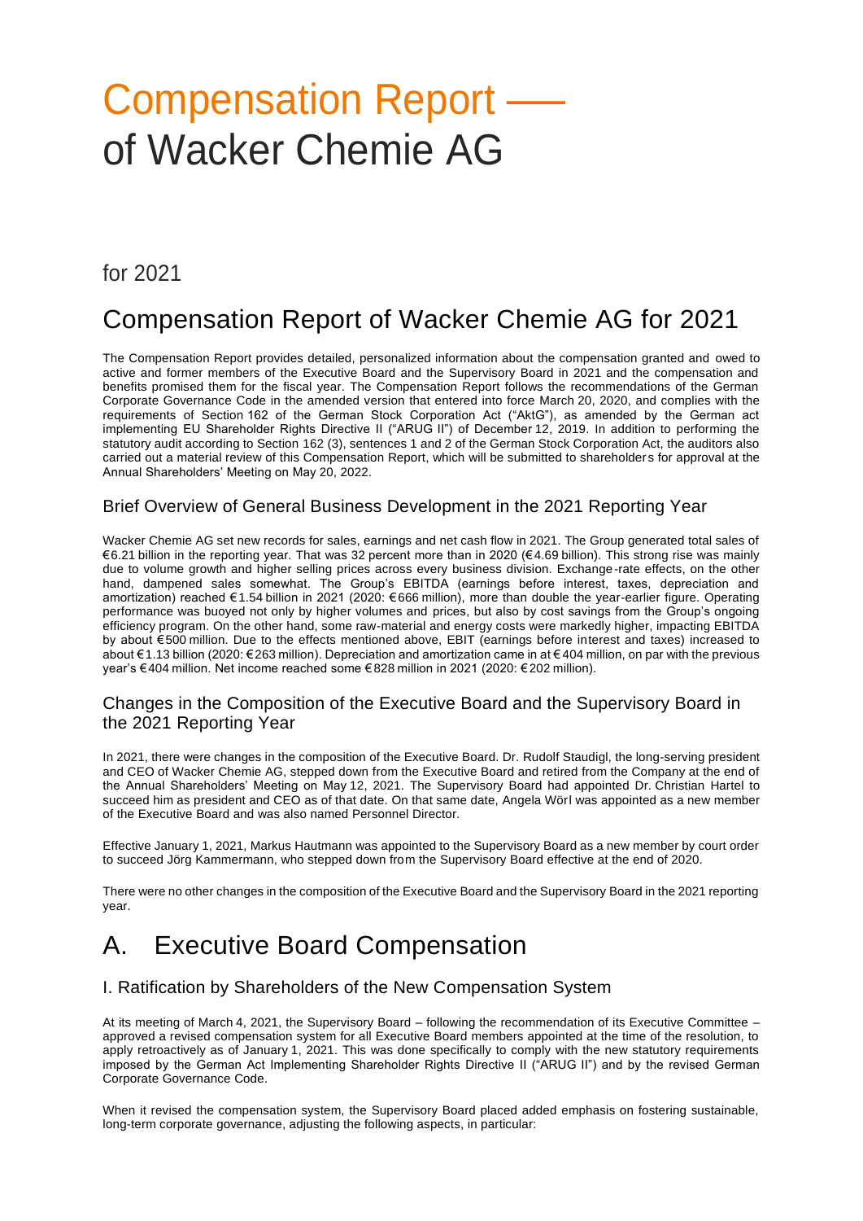# Compensation Report —– of Wacker Chemie AG

for 2021

## Compensation Report of Wacker Chemie AG for 2021

The Compensation Report provides detailed, personalized information about the compensation granted and owed to active and former members of the Executive Board and the Supervisory Board in 2021 and the compensation and benefits promised them for the fiscal year. The Compensation Report follows the recommendations of the German Corporate Governance Code in the amended version that entered into force March 20, 2020, and complies with the requirements of Section 162 of the German Stock Corporation Act ("AktG"), as amended by the German act implementing EU Shareholder Rights Directive II ("ARUG II") of December 12, 2019. In addition to performing the statutory audit according to Section 162 (3), sentences 1 and 2 of the German Stock Corporation Act, the auditors also carried out a material review of this Compensation Report, which will be submitted to shareholders for approval at the Annual Shareholders' Meeting on May 20, 2022.

### Brief Overview of General Business Development in the 2021 Reporting Year

Wacker Chemie AG set new records for sales, earnings and net cash flow in 2021. The Group generated total sales of €6.21 billion in the reporting year. That was 32 percent more than in 2020 (€4.69 billion). This strong rise was mainly due to volume growth and higher selling prices across every business division. Exchange-rate effects, on the other hand, dampened sales somewhat. The Group's EBITDA (earnings before interest, taxes, depreciation and amortization) reached €1.54 billion in 2021 (2020: €666 million), more than double the year-earlier figure. Operating performance was buoyed not only by higher volumes and prices, but also by cost savings from the Group's ongoing efficiency program. On the other hand, some raw-material and energy costs were markedly higher, impacting EBITDA by about €500 million. Due to the effects mentioned above, EBIT (earnings before interest and taxes) increased to about €1.13 billion (2020: €263 million). Depreciation and amortization came in at €404 million, on par with the previous year's €404 million. Net income reached some €828 million in 2021 (2020: €202 million).

### Changes in the Composition of the Executive Board and the Supervisory Board in the 2021 Reporting Year

In 2021, there were changes in the composition of the Executive Board. Dr. Rudolf Staudigl, the long-serving president and CEO of Wacker Chemie AG, stepped down from the Executive Board and retired from the Company at the end of the Annual Shareholders' Meeting on May 12, 2021. The Supervisory Board had appointed Dr. Christian Hartel to succeed him as president and CEO as of that date. On that same date, Angela Wörl was appointed as a new member of the Executive Board and was also named Personnel Director.

Effective January 1, 2021, Markus Hautmann was appointed to the Supervisory Board as a new member by court order to succeed Jörg Kammermann, who stepped down from the Supervisory Board effective at the end of 2020.

There were no other changes in the composition of the Executive Board and the Supervisory Board in the 2021 reporting year.

## A. Executive Board Compensation

### I. Ratification by Shareholders of the New Compensation System

At its meeting of March 4, 2021, the Supervisory Board – following the recommendation of its Executive Committee – approved a revised compensation system for all Executive Board members appointed at the time of the resolution, to apply retroactively as of January 1, 2021. This was done specifically to comply with the new statutory requirements imposed by the German Act Implementing Shareholder Rights Directive II ("ARUG II") and by the revised German Corporate Governance Code.

When it revised the compensation system, the Supervisory Board placed added emphasis on fostering sustainable, long-term corporate governance, adjusting the following aspects, in particular: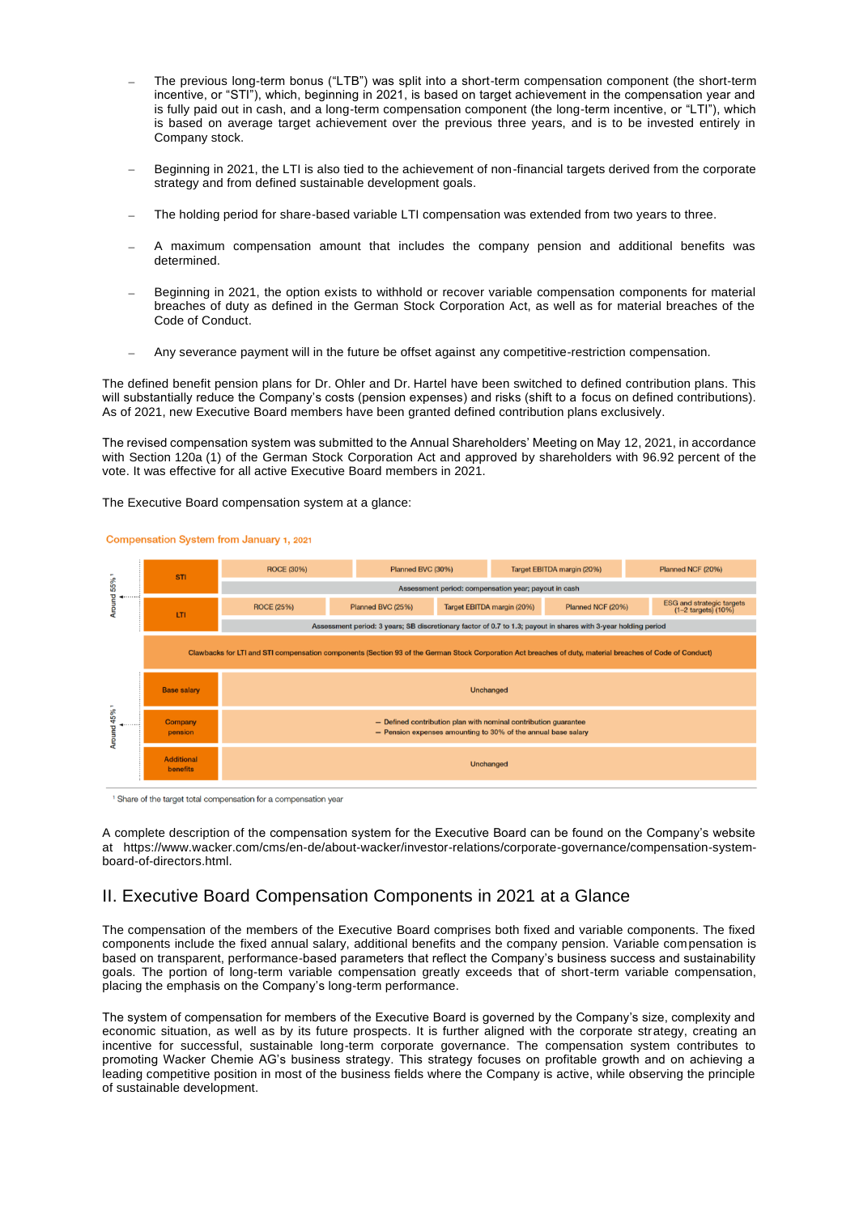- The previous long-term bonus ("LTB") was split into a short-term compensation component (the short-term incentive, or "STI"), which, beginning in 2021, is based on target achievement in the compensation year and is fully paid out in cash, and a long-term compensation component (the long-term incentive, or "LTI"), which is based on average target achievement over the previous three years, and is to be invested entirely in Company stock.
- Beginning in 2021, the LTI is also tied to the achievement of non-financial targets derived from the corporate strategy and from defined sustainable development goals.
- The holding period for share-based variable LTI compensation was extended from two years to three.
- A maximum compensation amount that includes the company pension and additional benefits was determined.
- Beginning in 2021, the option exists to withhold or recover variable compensation components for material breaches of duty as defined in the German Stock Corporation Act, as well as for material breaches of the Code of Conduct.
- Any severance payment will in the future be offset against any competitive-restriction compensation.

The defined benefit pension plans for Dr. Ohler and Dr. Hartel have been switched to defined contribution plans. This will substantially reduce the Company's costs (pension expenses) and risks (shift to a focus on defined contributions). As of 2021, new Executive Board members have been granted defined contribution plans exclusively.

The revised compensation system was submitted to the Annual Shareholders' Meeting on May 12, 2021, in accordance with Section 120a (1) of the German Stock Corporation Act and approved by shareholders with 96.92 percent of the vote. It was effective for all active Executive Board members in 2021.

The Executive Board compensation system at a glance:

**Compensation System from January 1, 2021**

| Share | Component | | | | | |
|---|---|---|---|---|---|---|
| Around 55%[1] | STI | ROCE (30%) | Planned BVC (30%) | Target EBITDA margin (20%) | Planned NCF (20%) | |
| | | Assessment period: compensation year; payout in cash | | | | |
| | LTI | ROCE (25%) | Planned BVC (25%) | Target EBITDA margin (20%) | Planned NCF (20%) | ESG and strategic targets (1–2 targets) (10%) |
| | | Assessment period: 3 years; SB discretionary factor of 0.7 to 1.3; payout in shares with 3-year holding period | | | | |
| | Clawbacks for LTI and STI compensation components (Section 93 of the German Stock Corporation Act breaches of duty, material breaches of Code of Conduct) | | | | | |
| Around 45%[1] | Base salary | Unchanged | | | | |
| | Company pension | – Defined contribution plan with nominal contribution guarantee<br>– Pension expenses amounting to 30% of the annual base salary | | | | |
| | Additional benefits | Unchanged | | | | |

[1] Share of the target total compensation for a compensation year

A complete description of the compensation system for the Executive Board can be found on the Company's website at https://www.wacker.com/cms/en-de/about-wacker/investor-relations/corporate-governance/compensation-system-board-of-directors.html.

## II. Executive Board Compensation Components in 2021 at a Glance

The compensation of the members of the Executive Board comprises both fixed and variable components. The fixed components include the fixed annual salary, additional benefits and the company pension. Variable compensation is based on transparent, performance-based parameters that reflect the Company's business success and sustainability goals. The portion of long-term variable compensation greatly exceeds that of short-term variable compensation, placing the emphasis on the Company's long-term performance.

The system of compensation for members of the Executive Board is governed by the Company's size, complexity and economic situation, as well as by its future prospects. It is further aligned with the corporate strategy, creating an incentive for successful, sustainable long-term corporate governance. The compensation system contributes to promoting Wacker Chemie AG's business strategy. This strategy focuses on profitable growth and on achieving a leading competitive position in most of the business fields where the Company is active, while observing the principle of sustainable development.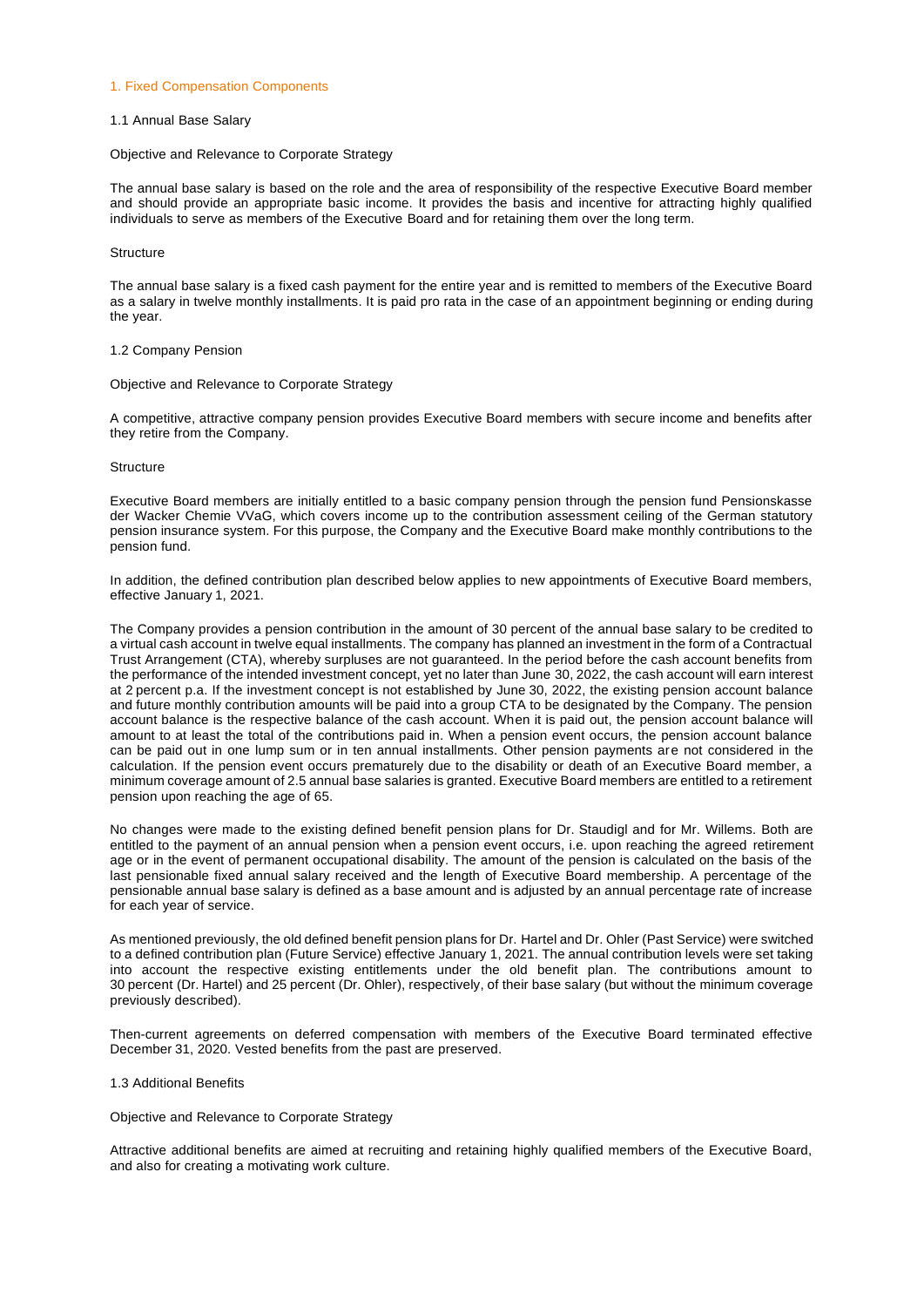## 1. Fixed Compensation Components

### 1.1 Annual Base Salary

Objective and Relevance to Corporate Strategy

The annual base salary is based on the role and the area of responsibility of the respective Executive Board member and should provide an appropriate basic income. It provides the basis and incentive for attracting highly qualified individuals to serve as members of the Executive Board and for retaining them over the long term.

Structure

The annual base salary is a fixed cash payment for the entire year and is remitted to members of the Executive Board as a salary in twelve monthly installments. It is paid pro rata in the case of an appointment beginning or ending during the year.

### 1.2 Company Pension

Objective and Relevance to Corporate Strategy

A competitive, attractive company pension provides Executive Board members with secure income and benefits after they retire from the Company.

Structure

Executive Board members are initially entitled to a basic company pension through the pension fund Pensionskasse der Wacker Chemie VVaG, which covers income up to the contribution assessment ceiling of the German statutory pension insurance system. For this purpose, the Company and the Executive Board make monthly contributions to the pension fund.

In addition, the defined contribution plan described below applies to new appointments of Executive Board members, effective January 1, 2021.

The Company provides a pension contribution in the amount of 30 percent of the annual base salary to be credited to a virtual cash account in twelve equal installments. The company has planned an investment in the form of a Contractual Trust Arrangement (CTA), whereby surpluses are not guaranteed. In the period before the cash account benefits from the performance of the intended investment concept, yet no later than June 30, 2022, the cash account will earn interest at 2 percent p.a. If the investment concept is not established by June 30, 2022, the existing pension account balance and future monthly contribution amounts will be paid into a group CTA to be designated by the Company. The pension account balance is the respective balance of the cash account. When it is paid out, the pension account balance will amount to at least the total of the contributions paid in. When a pension event occurs, the pension account balance can be paid out in one lump sum or in ten annual installments. Other pension payments are not considered in the calculation. If the pension event occurs prematurely due to the disability or death of an Executive Board member, a minimum coverage amount of 2.5 annual base salaries is granted. Executive Board members are entitled to a retirement pension upon reaching the age of 65.

No changes were made to the existing defined benefit pension plans for Dr. Staudigl and for Mr. Willems. Both are entitled to the payment of an annual pension when a pension event occurs, i.e. upon reaching the agreed retirement age or in the event of permanent occupational disability. The amount of the pension is calculated on the basis of the last pensionable fixed annual salary received and the length of Executive Board membership. A percentage of the pensionable annual base salary is defined as a base amount and is adjusted by an annual percentage rate of increase for each year of service.

As mentioned previously, the old defined benefit pension plans for Dr. Hartel and Dr. Ohler (Past Service) were switched to a defined contribution plan (Future Service) effective January 1, 2021. The annual contribution levels were set taking into account the respective existing entitlements under the old benefit plan. The contributions amount to 30 percent (Dr. Hartel) and 25 percent (Dr. Ohler), respectively, of their base salary (but without the minimum coverage previously described).

Then-current agreements on deferred compensation with members of the Executive Board terminated effective December 31, 2020. Vested benefits from the past are preserved.

### 1.3 Additional Benefits

Objective and Relevance to Corporate Strategy

Attractive additional benefits are aimed at recruiting and retaining highly qualified members of the Executive Board, and also for creating a motivating work culture.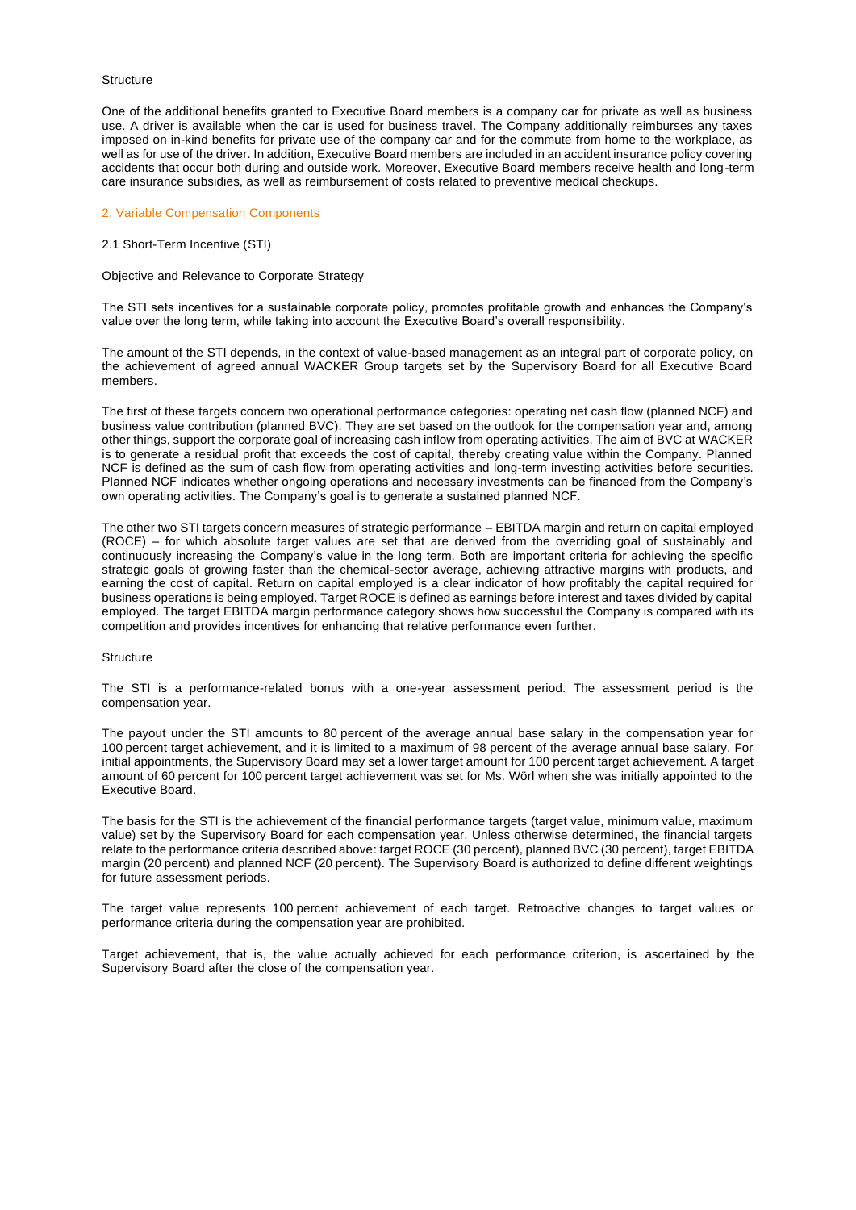Structure

One of the additional benefits granted to Executive Board members is a company car for private as well as business use. A driver is available when the car is used for business travel. The Company additionally reimburses any taxes imposed on in-kind benefits for private use of the company car and for the commute from home to the workplace, as well as for use of the driver. In addition, Executive Board members are included in an accident insurance policy covering accidents that occur both during and outside work. Moreover, Executive Board members receive health and long-term care insurance subsidies, as well as reimbursement of costs related to preventive medical checkups.

## 2. Variable Compensation Components

### 2.1 Short-Term Incentive (STI)

Objective and Relevance to Corporate Strategy

The STI sets incentives for a sustainable corporate policy, promotes profitable growth and enhances the Company's value over the long term, while taking into account the Executive Board's overall responsibility.

The amount of the STI depends, in the context of value-based management as an integral part of corporate policy, on the achievement of agreed annual WACKER Group targets set by the Supervisory Board for all Executive Board members.

The first of these targets concern two operational performance categories: operating net cash flow (planned NCF) and business value contribution (planned BVC). They are set based on the outlook for the compensation year and, among other things, support the corporate goal of increasing cash inflow from operating activities. The aim of BVC at WACKER is to generate a residual profit that exceeds the cost of capital, thereby creating value within the Company. Planned NCF is defined as the sum of cash flow from operating activities and long-term investing activities before securities. Planned NCF indicates whether ongoing operations and necessary investments can be financed from the Company's own operating activities. The Company's goal is to generate a sustained planned NCF.

The other two STI targets concern measures of strategic performance – EBITDA margin and return on capital employed (ROCE) – for which absolute target values are set that are derived from the overriding goal of sustainably and continuously increasing the Company's value in the long term. Both are important criteria for achieving the specific strategic goals of growing faster than the chemical-sector average, achieving attractive margins with products, and earning the cost of capital. Return on capital employed is a clear indicator of how profitably the capital required for business operations is being employed. Target ROCE is defined as earnings before interest and taxes divided by capital employed. The target EBITDA margin performance category shows how successful the Company is compared with its competition and provides incentives for enhancing that relative performance even further.

Structure

The STI is a performance-related bonus with a one-year assessment period. The assessment period is the compensation year.

The payout under the STI amounts to 80 percent of the average annual base salary in the compensation year for 100 percent target achievement, and it is limited to a maximum of 98 percent of the average annual base salary. For initial appointments, the Supervisory Board may set a lower target amount for 100 percent target achievement. A target amount of 60 percent for 100 percent target achievement was set for Ms. Wörl when she was initially appointed to the Executive Board.

The basis for the STI is the achievement of the financial performance targets (target value, minimum value, maximum value) set by the Supervisory Board for each compensation year. Unless otherwise determined, the financial targets relate to the performance criteria described above: target ROCE (30 percent), planned BVC (30 percent), target EBITDA margin (20 percent) and planned NCF (20 percent). The Supervisory Board is authorized to define different weightings for future assessment periods.

The target value represents 100 percent achievement of each target. Retroactive changes to target values or performance criteria during the compensation year are prohibited.

Target achievement, that is, the value actually achieved for each performance criterion, is ascertained by the Supervisory Board after the close of the compensation year.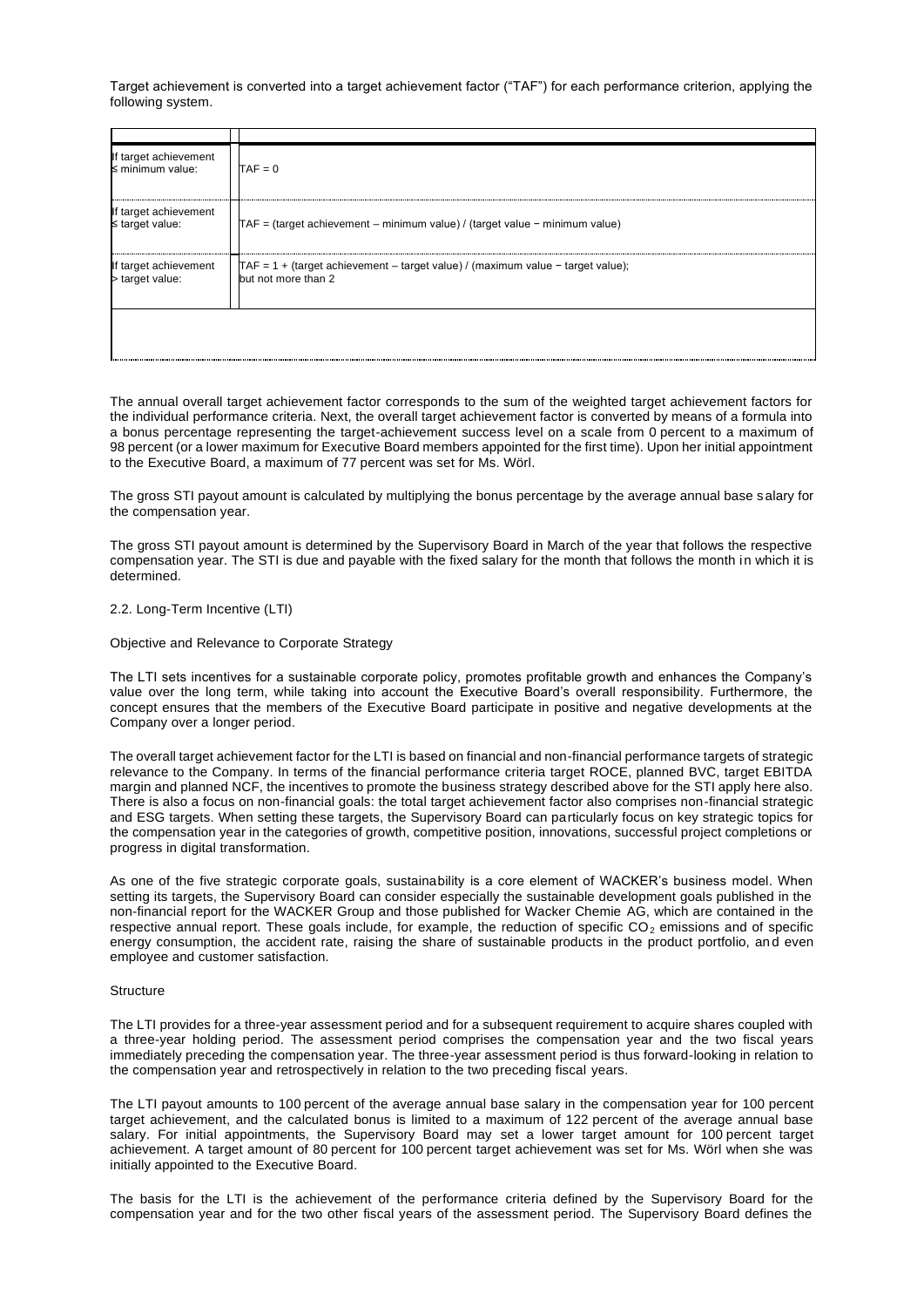Target achievement is converted into a target achievement factor ("TAF") for each performance criterion, applying the following system.

| | |
|---|---|
| If target achievement ≤ minimum value: | TAF = 0 |
| If target achievement ≤ target value: | TAF = (target achievement – minimum value) / (target value − minimum value) |
| If target achievement > target value: | TAF = 1 + (target achievement – target value) / (maximum value − target value); but not more than 2 |

The annual overall target achievement factor corresponds to the sum of the weighted target achievement factors for the individual performance criteria. Next, the overall target achievement factor is converted by means of a formula into a bonus percentage representing the target-achievement success level on a scale from 0 percent to a maximum of 98 percent (or a lower maximum for Executive Board members appointed for the first time). Upon her initial appointment to the Executive Board, a maximum of 77 percent was set for Ms. Wörl.

The gross STI payout amount is calculated by multiplying the bonus percentage by the average annual base salary for the compensation year.

The gross STI payout amount is determined by the Supervisory Board in March of the year that follows the respective compensation year. The STI is due and payable with the fixed salary for the month that follows the month in which it is determined.

2.2. Long-Term Incentive (LTI)

Objective and Relevance to Corporate Strategy

The LTI sets incentives for a sustainable corporate policy, promotes profitable growth and enhances the Company's value over the long term, while taking into account the Executive Board's overall responsibility. Furthermore, the concept ensures that the members of the Executive Board participate in positive and negative developments at the Company over a longer period.

The overall target achievement factor for the LTI is based on financial and non-financial performance targets of strategic relevance to the Company. In terms of the financial performance criteria target ROCE, planned BVC, target EBITDA margin and planned NCF, the incentives to promote the business strategy described above for the STI apply here also. There is also a focus on non-financial goals: the total target achievement factor also comprises non-financial strategic and ESG targets. When setting these targets, the Supervisory Board can particularly focus on key strategic topics for the compensation year in the categories of growth, competitive position, innovations, successful project completions or progress in digital transformation.

As one of the five strategic corporate goals, sustainability is a core element of WACKER's business model. When setting its targets, the Supervisory Board can consider especially the sustainable development goals published in the non-financial report for the WACKER Group and those published for Wacker Chemie AG, which are contained in the respective annual report. These goals include, for example, the reduction of specific $CO_2$ emissions and of specific energy consumption, the accident rate, raising the share of sustainable products in the product portfolio, and even employee and customer satisfaction.

Structure

The LTI provides for a three-year assessment period and for a subsequent requirement to acquire shares coupled with a three-year holding period. The assessment period comprises the compensation year and the two fiscal years immediately preceding the compensation year. The three-year assessment period is thus forward-looking in relation to the compensation year and retrospectively in relation to the two preceding fiscal years.

The LTI payout amounts to 100 percent of the average annual base salary in the compensation year for 100 percent target achievement, and the calculated bonus is limited to a maximum of 122 percent of the average annual base salary. For initial appointments, the Supervisory Board may set a lower target amount for 100 percent target achievement. A target amount of 80 percent for 100 percent target achievement was set for Ms. Wörl when she was initially appointed to the Executive Board.

The basis for the LTI is the achievement of the performance criteria defined by the Supervisory Board for the compensation year and for the two other fiscal years of the assessment period. The Supervisory Board defines the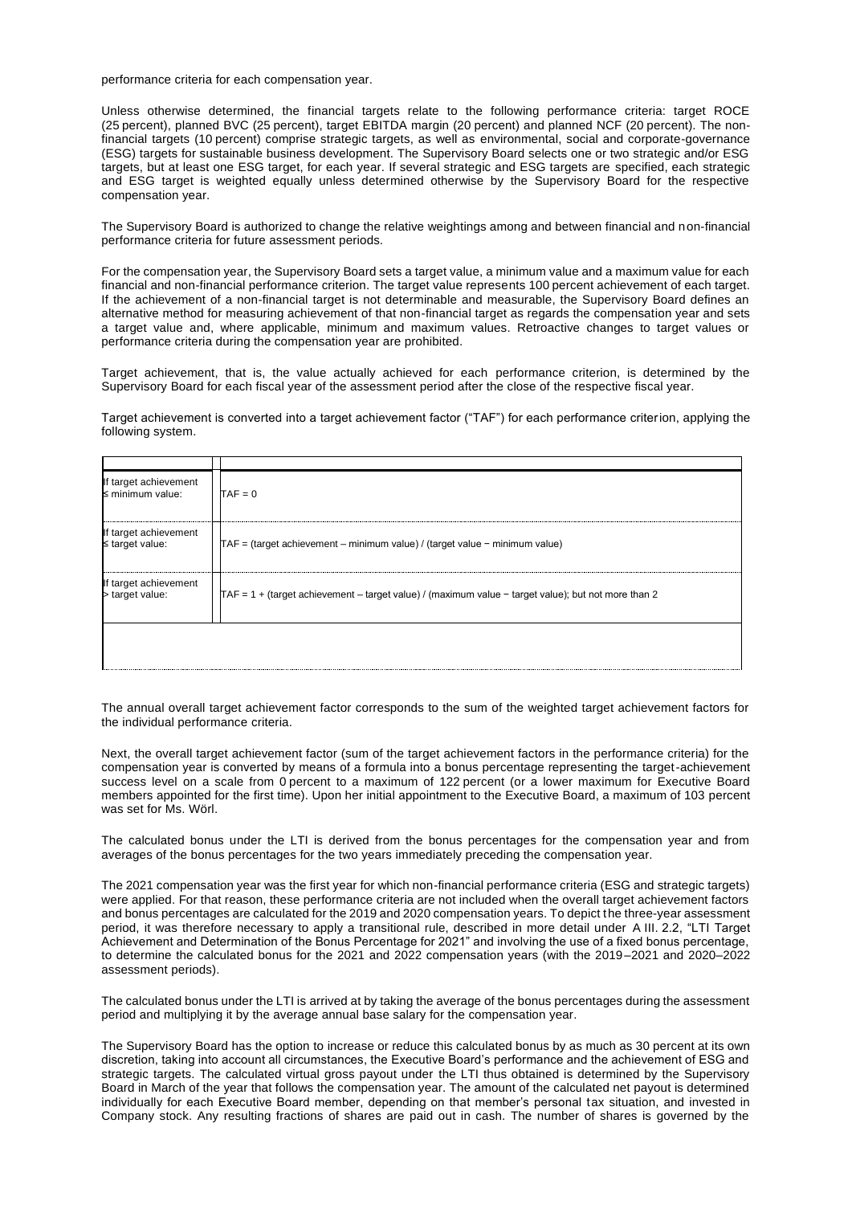performance criteria for each compensation year.

Unless otherwise determined, the financial targets relate to the following performance criteria: target ROCE (25 percent), planned BVC (25 percent), target EBITDA margin (20 percent) and planned NCF (20 percent). The non-financial targets (10 percent) comprise strategic targets, as well as environmental, social and corporate-governance (ESG) targets for sustainable business development. The Supervisory Board selects one or two strategic and/or ESG targets, but at least one ESG target, for each year. If several strategic and ESG targets are specified, each strategic and ESG target is weighted equally unless determined otherwise by the Supervisory Board for the respective compensation year.

The Supervisory Board is authorized to change the relative weightings among and between financial and non-financial performance criteria for future assessment periods.

For the compensation year, the Supervisory Board sets a target value, a minimum value and a maximum value for each financial and non-financial performance criterion. The target value represents 100 percent achievement of each target. If the achievement of a non-financial target is not determinable and measurable, the Supervisory Board defines an alternative method for measuring achievement of that non-financial target as regards the compensation year and sets a target value and, where applicable, minimum and maximum values. Retroactive changes to target values or performance criteria during the compensation year are prohibited.

Target achievement, that is, the value actually achieved for each performance criterion, is determined by the Supervisory Board for each fiscal year of the assessment period after the close of the respective fiscal year.

Target achievement is converted into a target achievement factor ("TAF") for each performance criterion, applying the following system.

| | |
|---|---|
| If target achievement ≤ minimum value: | TAF = 0 |
| If target achievement ≤ target value: | TAF = (target achievement – minimum value) / (target value − minimum value) |
| If target achievement > target value: | TAF = 1 + (target achievement – target value) / (maximum value − target value); but not more than 2 |

The annual overall target achievement factor corresponds to the sum of the weighted target achievement factors for the individual performance criteria.

Next, the overall target achievement factor (sum of the target achievement factors in the performance criteria) for the compensation year is converted by means of a formula into a bonus percentage representing the target-achievement success level on a scale from 0 percent to a maximum of 122 percent (or a lower maximum for Executive Board members appointed for the first time). Upon her initial appointment to the Executive Board, a maximum of 103 percent was set for Ms. Wörl.

The calculated bonus under the LTI is derived from the bonus percentages for the compensation year and from averages of the bonus percentages for the two years immediately preceding the compensation year.

The 2021 compensation year was the first year for which non-financial performance criteria (ESG and strategic targets) were applied. For that reason, these performance criteria are not included when the overall target achievement factors and bonus percentages are calculated for the 2019 and 2020 compensation years. To depict the three-year assessment period, it was therefore necessary to apply a transitional rule, described in more detail under A III. 2.2, "LTI Target Achievement and Determination of the Bonus Percentage for 2021" and involving the use of a fixed bonus percentage, to determine the calculated bonus for the 2021 and 2022 compensation years (with the 2019–2021 and 2020–2022 assessment periods).

The calculated bonus under the LTI is arrived at by taking the average of the bonus percentages during the assessment period and multiplying it by the average annual base salary for the compensation year.

The Supervisory Board has the option to increase or reduce this calculated bonus by as much as 30 percent at its own discretion, taking into account all circumstances, the Executive Board's performance and the achievement of ESG and strategic targets. The calculated virtual gross payout under the LTI thus obtained is determined by the Supervisory Board in March of the year that follows the compensation year. The amount of the calculated net payout is determined individually for each Executive Board member, depending on that member's personal tax situation, and invested in Company stock. Any resulting fractions of shares are paid out in cash. The number of shares is governed by the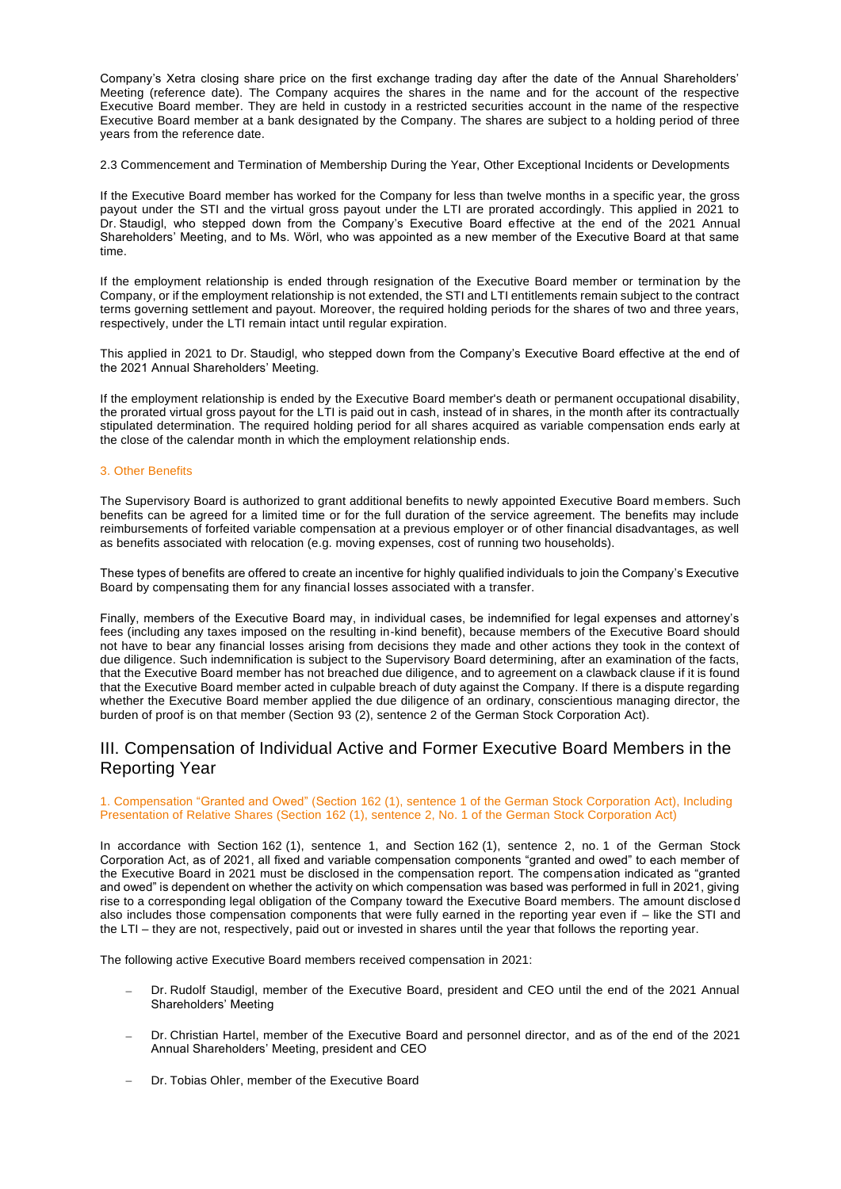Company's Xetra closing share price on the first exchange trading day after the date of the Annual Shareholders' Meeting (reference date). The Company acquires the shares in the name and for the account of the respective Executive Board member. They are held in custody in a restricted securities account in the name of the respective Executive Board member at a bank designated by the Company. The shares are subject to a holding period of three years from the reference date.

2.3 Commencement and Termination of Membership During the Year, Other Exceptional Incidents or Developments

If the Executive Board member has worked for the Company for less than twelve months in a specific year, the gross payout under the STI and the virtual gross payout under the LTI are prorated accordingly. This applied in 2021 to Dr. Staudigl, who stepped down from the Company's Executive Board effective at the end of the 2021 Annual Shareholders' Meeting, and to Ms. Wörl, who was appointed as a new member of the Executive Board at that same time.

If the employment relationship is ended through resignation of the Executive Board member or termination by the Company, or if the employment relationship is not extended, the STI and LTI entitlements remain subject to the contract terms governing settlement and payout. Moreover, the required holding periods for the shares of two and three years, respectively, under the LTI remain intact until regular expiration.

This applied in 2021 to Dr. Staudigl, who stepped down from the Company's Executive Board effective at the end of the 2021 Annual Shareholders' Meeting.

If the employment relationship is ended by the Executive Board member's death or permanent occupational disability, the prorated virtual gross payout for the LTI is paid out in cash, instead of in shares, in the month after its contractually stipulated determination. The required holding period for all shares acquired as variable compensation ends early at the close of the calendar month in which the employment relationship ends.

### 3. Other Benefits

The Supervisory Board is authorized to grant additional benefits to newly appointed Executive Board members. Such benefits can be agreed for a limited time or for the full duration of the service agreement. The benefits may include reimbursements of forfeited variable compensation at a previous employer or of other financial disadvantages, as well as benefits associated with relocation (e.g. moving expenses, cost of running two households).

These types of benefits are offered to create an incentive for highly qualified individuals to join the Company's Executive Board by compensating them for any financial losses associated with a transfer.

Finally, members of the Executive Board may, in individual cases, be indemnified for legal expenses and attorney's fees (including any taxes imposed on the resulting in-kind benefit), because members of the Executive Board should not have to bear any financial losses arising from decisions they made and other actions they took in the context of due diligence. Such indemnification is subject to the Supervisory Board determining, after an examination of the facts, that the Executive Board member has not breached due diligence, and to agreement on a clawback clause if it is found that the Executive Board member acted in culpable breach of duty against the Company. If there is a dispute regarding whether the Executive Board member applied the due diligence of an ordinary, conscientious managing director, the burden of proof is on that member (Section 93 (2), sentence 2 of the German Stock Corporation Act).

## III. Compensation of Individual Active and Former Executive Board Members in the Reporting Year

### 1. Compensation "Granted and Owed" (Section 162 (1), sentence 1 of the German Stock Corporation Act), Including Presentation of Relative Shares (Section 162 (1), sentence 2, No. 1 of the German Stock Corporation Act)

In accordance with Section 162 (1), sentence 1, and Section 162 (1), sentence 2, no. 1 of the German Stock Corporation Act, as of 2021, all fixed and variable compensation components "granted and owed" to each member of the Executive Board in 2021 must be disclosed in the compensation report. The compensation indicated as "granted and owed" is dependent on whether the activity on which compensation was based was performed in full in 2021, giving rise to a corresponding legal obligation of the Company toward the Executive Board members. The amount disclosed also includes those compensation components that were fully earned in the reporting year even if – like the STI and the LTI – they are not, respectively, paid out or invested in shares until the year that follows the reporting year.

The following active Executive Board members received compensation in 2021:

- Dr. Rudolf Staudigl, member of the Executive Board, president and CEO until the end of the 2021 Annual Shareholders' Meeting
- Dr. Christian Hartel, member of the Executive Board and personnel director, and as of the end of the 2021 Annual Shareholders' Meeting, president and CEO
- Dr. Tobias Ohler, member of the Executive Board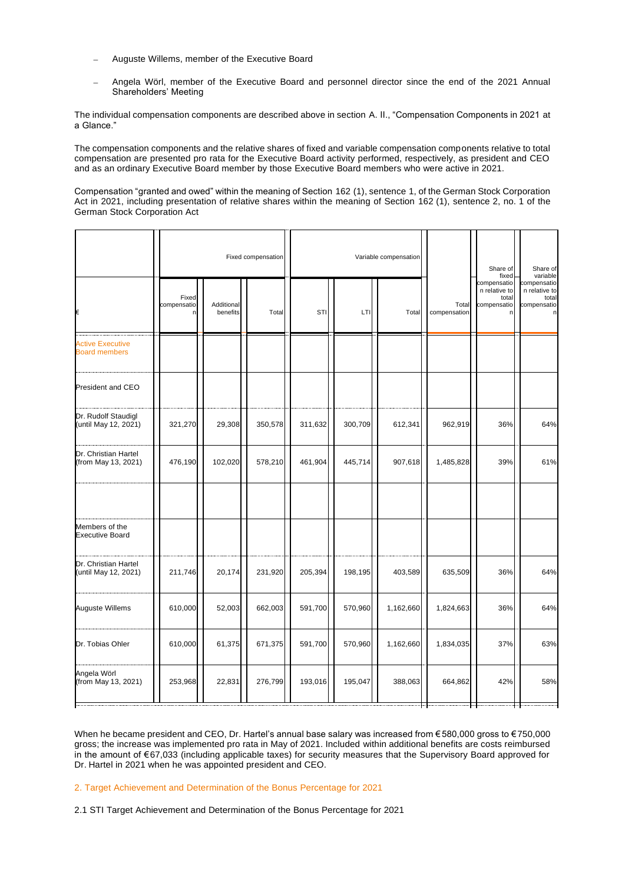- Auguste Willems, member of the Executive Board
- Angela Wörl, member of the Executive Board and personnel director since the end of the 2021 Annual Shareholders' Meeting

The individual compensation components are described above in section A. II., "Compensation Components in 2021 at a Glance."

The compensation components and the relative shares of fixed and variable compensation components relative to total compensation are presented pro rata for the Executive Board activity performed, respectively, as president and CEO and as an ordinary Executive Board member by those Executive Board members who were active in 2021.

Compensation "granted and owed" within the meaning of Section 162 (1), sentence 1, of the German Stock Corporation Act in 2021, including presentation of relative shares within the meaning of Section 162 (1), sentence 2, no. 1 of the German Stock Corporation Act

| | Fixed compensation | | | Variable compensation | | | | | |
|---|---|---|---|---|---|---|---|---|---|
| € | Fixed compensation | Additional benefits | Total | STI | LTI | Total | Total compensation | Share of fixed compensation relative to total compensation | Share of variable compensation relative to total compensation |
| Active Executive Board members | | | | | | | | | |
| President and CEO | | | | | | | | | |
| Dr. Rudolf Staudigl (until May 12, 2021) | 321,270 | 29,308 | 350,578 | 311,632 | 300,709 | 612,341 | 962,919 | 36% | 64% |
| Dr. Christian Hartel (from May 13, 2021) | 476,190 | 102,020 | 578,210 | 461,904 | 445,714 | 907,618 | 1,485,828 | 39% | 61% |
| | | | | | | | | | |
| Members of the Executive Board | | | | | | | | | |
| Dr. Christian Hartel (until May 12, 2021) | 211,746 | 20,174 | 231,920 | 205,394 | 198,195 | 403,589 | 635,509 | 36% | 64% |
| Auguste Willems | 610,000 | 52,003 | 662,003 | 591,700 | 570,960 | 1,162,660 | 1,824,663 | 36% | 64% |
| Dr. Tobias Ohler | 610,000 | 61,375 | 671,375 | 591,700 | 570,960 | 1,162,660 | 1,834,035 | 37% | 63% |
| Angela Wörl (from May 13, 2021) | 253,968 | 22,831 | 276,799 | 193,016 | 195,047 | 388,063 | 664,862 | 42% | 58% |

When he became president and CEO, Dr. Hartel's annual base salary was increased from €580,000 gross to €750,000 gross; the increase was implemented pro rata in May of 2021. Included within additional benefits are costs reimbursed in the amount of €67,033 (including applicable taxes) for security measures that the Supervisory Board approved for Dr. Hartel in 2021 when he was appointed president and CEO.

## 2. Target Achievement and Determination of the Bonus Percentage for 2021

### 2.1 STI Target Achievement and Determination of the Bonus Percentage for 2021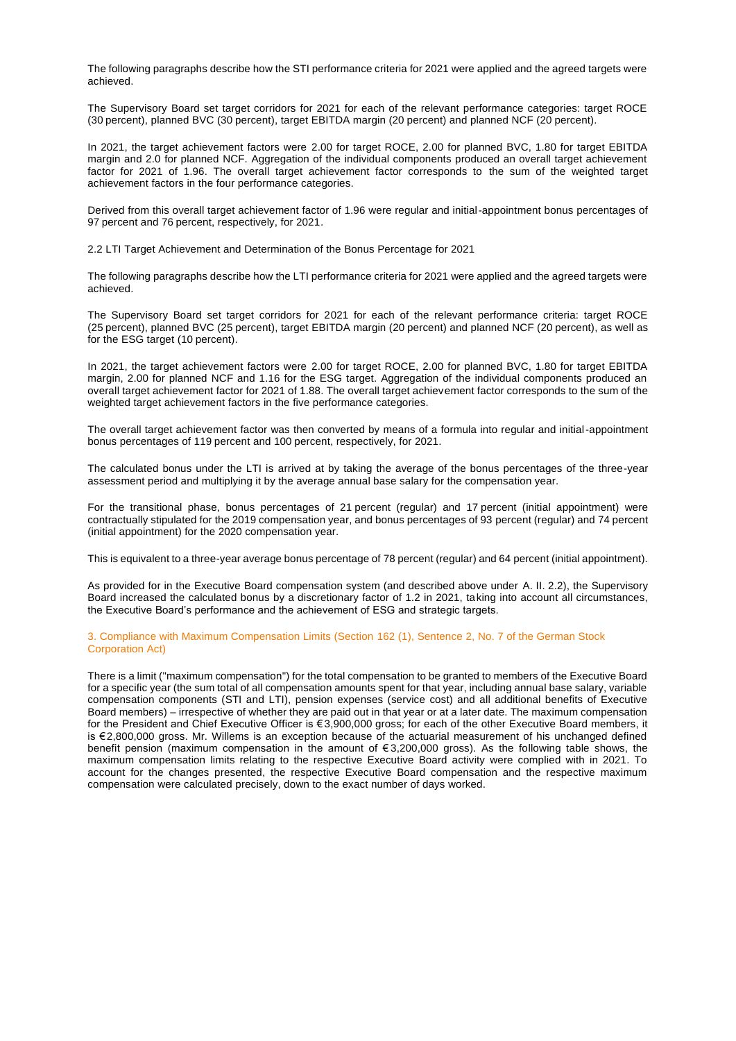The following paragraphs describe how the STI performance criteria for 2021 were applied and the agreed targets were achieved.

The Supervisory Board set target corridors for 2021 for each of the relevant performance categories: target ROCE (30 percent), planned BVC (30 percent), target EBITDA margin (20 percent) and planned NCF (20 percent).

In 2021, the target achievement factors were 2.00 for target ROCE, 2.00 for planned BVC, 1.80 for target EBITDA margin and 2.0 for planned NCF. Aggregation of the individual components produced an overall target achievement factor for 2021 of 1.96. The overall target achievement factor corresponds to the sum of the weighted target achievement factors in the four performance categories.

Derived from this overall target achievement factor of 1.96 were regular and initial-appointment bonus percentages of 97 percent and 76 percent, respectively, for 2021.

### 2.2 LTI Target Achievement and Determination of the Bonus Percentage for 2021

The following paragraphs describe how the LTI performance criteria for 2021 were applied and the agreed targets were achieved.

The Supervisory Board set target corridors for 2021 for each of the relevant performance criteria: target ROCE (25 percent), planned BVC (25 percent), target EBITDA margin (20 percent) and planned NCF (20 percent), as well as for the ESG target (10 percent).

In 2021, the target achievement factors were 2.00 for target ROCE, 2.00 for planned BVC, 1.80 for target EBITDA margin, 2.00 for planned NCF and 1.16 for the ESG target. Aggregation of the individual components produced an overall target achievement factor for 2021 of 1.88. The overall target achievement factor corresponds to the sum of the weighted target achievement factors in the five performance categories.

The overall target achievement factor was then converted by means of a formula into regular and initial-appointment bonus percentages of 119 percent and 100 percent, respectively, for 2021.

The calculated bonus under the LTI is arrived at by taking the average of the bonus percentages of the three-year assessment period and multiplying it by the average annual base salary for the compensation year.

For the transitional phase, bonus percentages of 21 percent (regular) and 17 percent (initial appointment) were contractually stipulated for the 2019 compensation year, and bonus percentages of 93 percent (regular) and 74 percent (initial appointment) for the 2020 compensation year.

This is equivalent to a three-year average bonus percentage of 78 percent (regular) and 64 percent (initial appointment).

As provided for in the Executive Board compensation system (and described above under A. II. 2.2), the Supervisory Board increased the calculated bonus by a discretionary factor of 1.2 in 2021, taking into account all circumstances, the Executive Board's performance and the achievement of ESG and strategic targets.

## 3. Compliance with Maximum Compensation Limits (Section 162 (1), Sentence 2, No. 7 of the German Stock Corporation Act)

There is a limit ("maximum compensation") for the total compensation to be granted to members of the Executive Board for a specific year (the sum total of all compensation amounts spent for that year, including annual base salary, variable compensation components (STI and LTI), pension expenses (service cost) and all additional benefits of Executive Board members) – irrespective of whether they are paid out in that year or at a later date. The maximum compensation for the President and Chief Executive Officer is €3,900,000 gross; for each of the other Executive Board members, it is €2,800,000 gross. Mr. Willems is an exception because of the actuarial measurement of his unchanged defined benefit pension (maximum compensation in the amount of €3,200,000 gross). As the following table shows, the maximum compensation limits relating to the respective Executive Board activity were complied with in 2021. To account for the changes presented, the respective Executive Board compensation and the respective maximum compensation were calculated precisely, down to the exact number of days worked.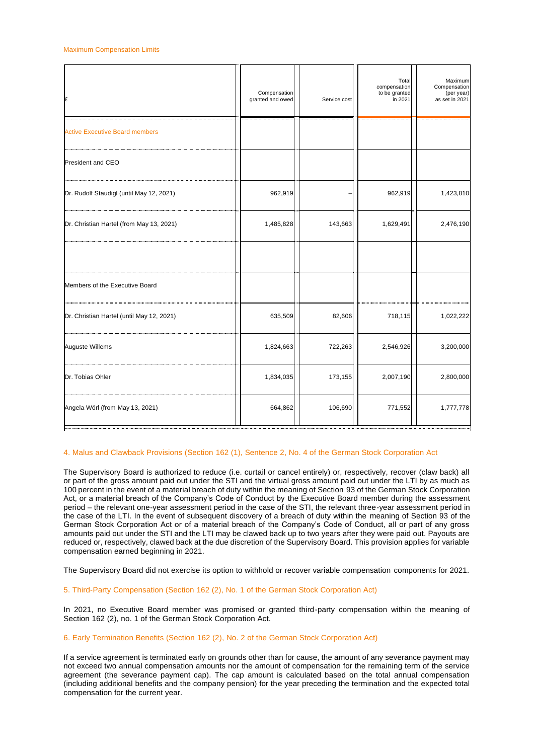Maximum Compensation Limits

| € | Compensation granted and owed | Service cost | Total compensation to be granted in 2021 | Maximum Compensation (per year) as set in 2021 |
|---|---|---|---|---|
| Active Executive Board members | | | | |
| President and CEO | | | | |
| Dr. Rudolf Staudigl (until May 12, 2021) | 962,919 | – | 962,919 | 1,423,810 |
| Dr. Christian Hartel (from May 13, 2021) | 1,485,828 | 143,663 | 1,629,491 | 2,476,190 |
| | | | | |
| Members of the Executive Board | | | | |
| Dr. Christian Hartel (until May 12, 2021) | 635,509 | 82,606 | 718,115 | 1,022,222 |
| Auguste Willems | 1,824,663 | 722,263 | 2,546,926 | 3,200,000 |
| Dr. Tobias Ohler | 1,834,035 | 173,155 | 2,007,190 | 2,800,000 |
| Angela Wörl (from May 13, 2021) | 664,862 | 106,690 | 771,552 | 1,777,778 |

## 4. Malus and Clawback Provisions (Section 162 (1), Sentence 2, No. 4 of the German Stock Corporation Act

The Supervisory Board is authorized to reduce (i.e. curtail or cancel entirely) or, respectively, recover (claw back) all or part of the gross amount paid out under the STI and the virtual gross amount paid out under the LTI by as much as 100 percent in the event of a material breach of duty within the meaning of Section 93 of the German Stock Corporation Act, or a material breach of the Company's Code of Conduct by the Executive Board member during the assessment period – the relevant one-year assessment period in the case of the STI, the relevant three-year assessment period in the case of the LTI. In the event of subsequent discovery of a breach of duty within the meaning of Section 93 of the German Stock Corporation Act or of a material breach of the Company's Code of Conduct, all or part of any gross amounts paid out under the STI and the LTI may be clawed back up to two years after they were paid out. Payouts are reduced or, respectively, clawed back at the due discretion of the Supervisory Board. This provision applies for variable compensation earned beginning in 2021.

The Supervisory Board did not exercise its option to withhold or recover variable compensation components for 2021.

## 5. Third-Party Compensation (Section 162 (2), No. 1 of the German Stock Corporation Act)

In 2021, no Executive Board member was promised or granted third-party compensation within the meaning of Section 162 (2), no. 1 of the German Stock Corporation Act.

## 6. Early Termination Benefits (Section 162 (2), No. 2 of the German Stock Corporation Act)

If a service agreement is terminated early on grounds other than for cause, the amount of any severance payment may not exceed two annual compensation amounts nor the amount of compensation for the remaining term of the service agreement (the severance payment cap). The cap amount is calculated based on the total annual compensation (including additional benefits and the company pension) for the year preceding the termination and the expected total compensation for the current year.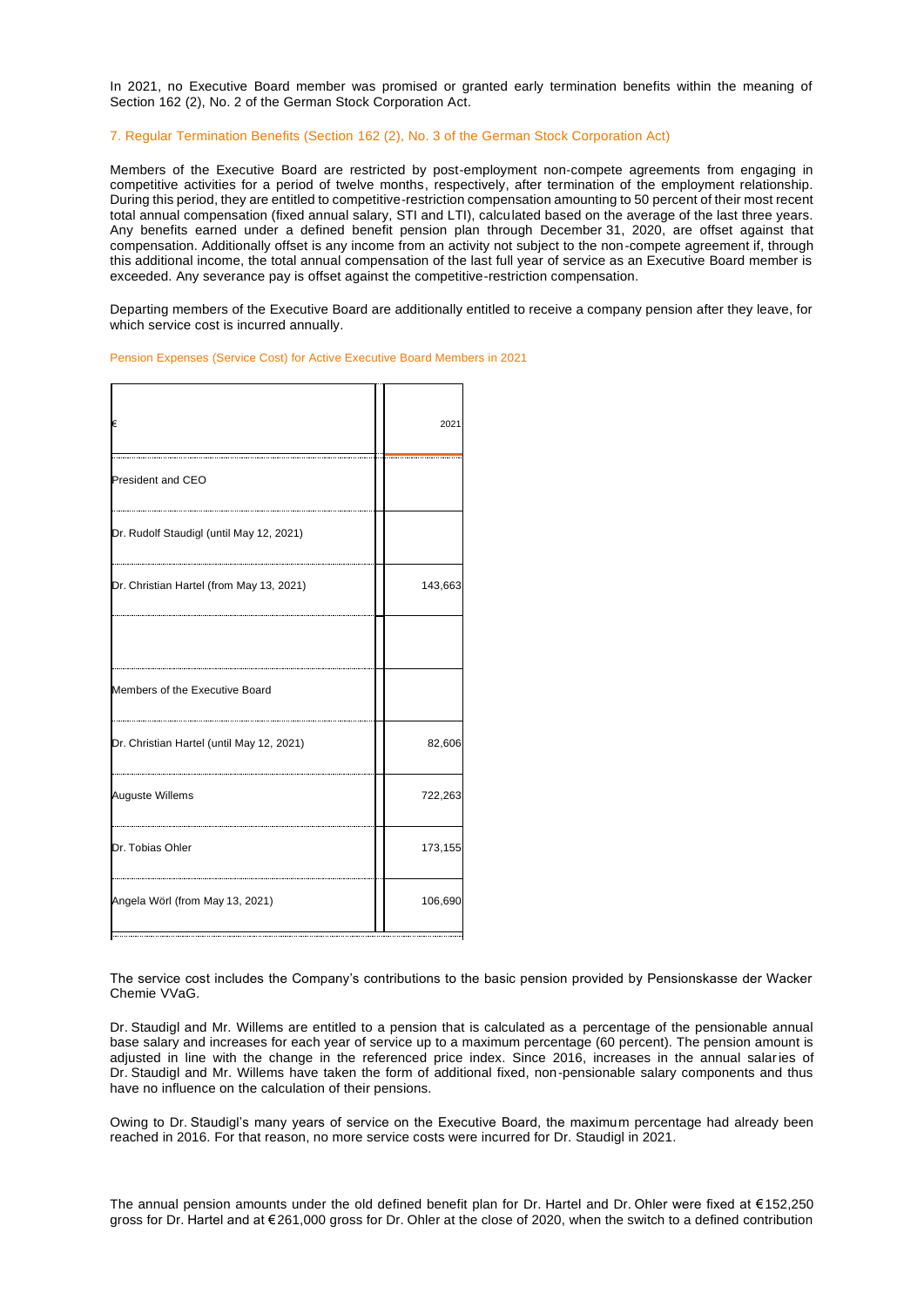In 2021, no Executive Board member was promised or granted early termination benefits within the meaning of Section 162 (2), No. 2 of the German Stock Corporation Act.

### 7. Regular Termination Benefits (Section 162 (2), No. 3 of the German Stock Corporation Act)

Members of the Executive Board are restricted by post-employment non-compete agreements from engaging in competitive activities for a period of twelve months, respectively, after termination of the employment relationship. During this period, they are entitled to competitive-restriction compensation amounting to 50 percent of their most recent total annual compensation (fixed annual salary, STI and LTI), calculated based on the average of the last three years. Any benefits earned under a defined benefit pension plan through December 31, 2020, are offset against that compensation. Additionally offset is any income from an activity not subject to the non-compete agreement if, through this additional income, the total annual compensation of the last full year of service as an Executive Board member is exceeded. Any severance pay is offset against the competitive-restriction compensation.

Departing members of the Executive Board are additionally entitled to receive a company pension after they leave, for which service cost is incurred annually.

#### Pension Expenses (Service Cost) for Active Executive Board Members in 2021

| € | 2021 |
|---|---|
| President and CEO | |
| Dr. Rudolf Staudigl (until May 12, 2021) | |
| Dr. Christian Hartel (from May 13, 2021) | 143,663 |
| | |
| Members of the Executive Board | |
| Dr. Christian Hartel (until May 12, 2021) | 82,606 |
| Auguste Willems | 722,263 |
| Dr. Tobias Ohler | 173,155 |
| Angela Wörl (from May 13, 2021) | 106,690 |

The service cost includes the Company's contributions to the basic pension provided by Pensionskasse der Wacker Chemie VVaG.

Dr. Staudigl and Mr. Willems are entitled to a pension that is calculated as a percentage of the pensionable annual base salary and increases for each year of service up to a maximum percentage (60 percent). The pension amount is adjusted in line with the change in the referenced price index. Since 2016, increases in the annual salaries of Dr. Staudigl and Mr. Willems have taken the form of additional fixed, non-pensionable salary components and thus have no influence on the calculation of their pensions.

Owing to Dr. Staudigl's many years of service on the Executive Board, the maximum percentage had already been reached in 2016. For that reason, no more service costs were incurred for Dr. Staudigl in 2021.

The annual pension amounts under the old defined benefit plan for Dr. Hartel and Dr. Ohler were fixed at €152,250 gross for Dr. Hartel and at €261,000 gross for Dr. Ohler at the close of 2020, when the switch to a defined contribution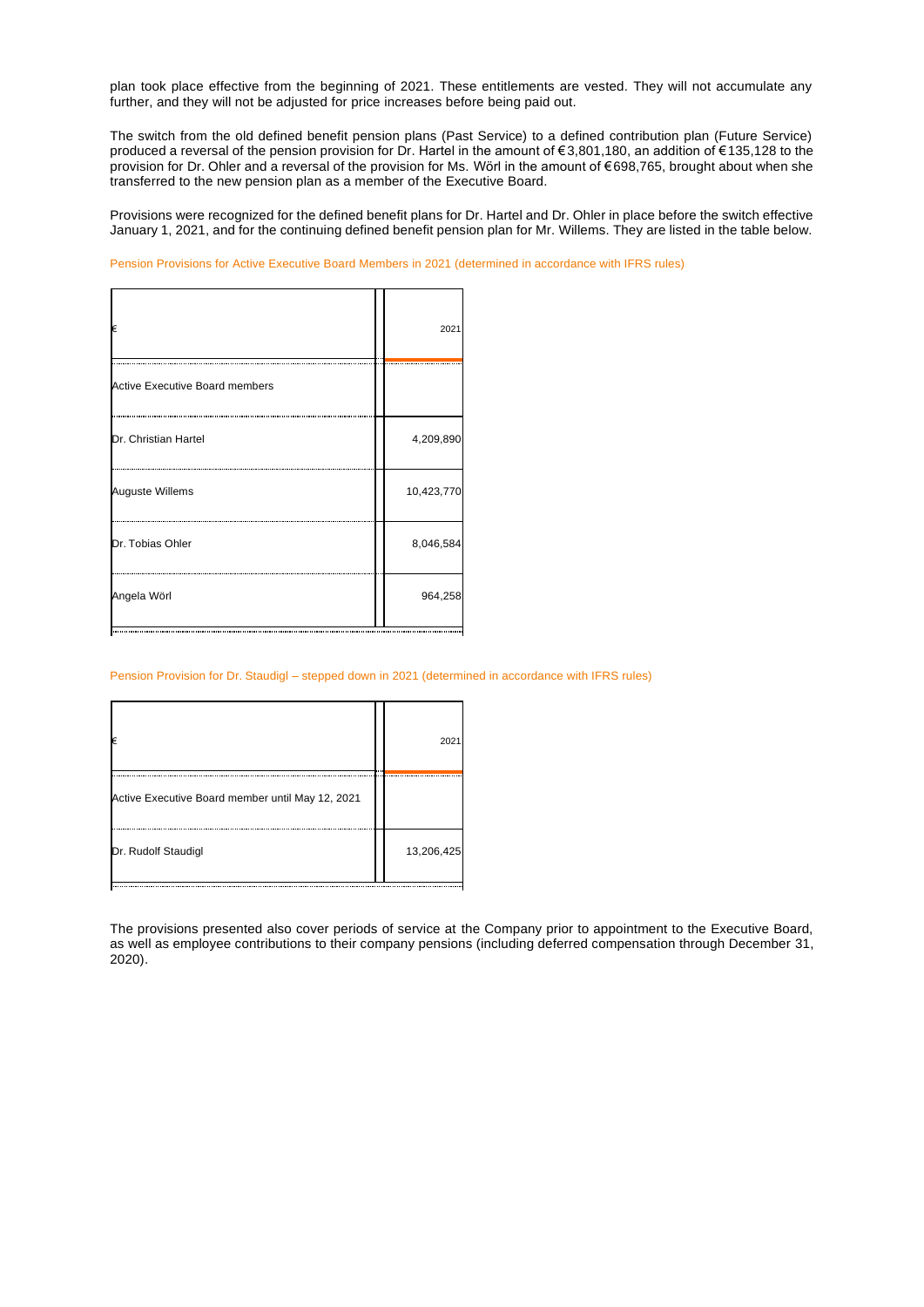plan took place effective from the beginning of 2021. These entitlements are vested. They will not accumulate any further, and they will not be adjusted for price increases before being paid out.

The switch from the old defined benefit pension plans (Past Service) to a defined contribution plan (Future Service) produced a reversal of the pension provision for Dr. Hartel in the amount of €3,801,180, an addition of €135,128 to the provision for Dr. Ohler and a reversal of the provision for Ms. Wörl in the amount of €698,765, brought about when she transferred to the new pension plan as a member of the Executive Board.

Provisions were recognized for the defined benefit plans for Dr. Hartel and Dr. Ohler in place before the switch effective January 1, 2021, and for the continuing defined benefit pension plan for Mr. Willems. They are listed in the table below.

Pension Provisions for Active Executive Board Members in 2021 (determined in accordance with IFRS rules)

| € | 2021 |
|---|---|
| Active Executive Board members | |
| Dr. Christian Hartel | 4,209,890 |
| Auguste Willems | 10,423,770 |
| Dr. Tobias Ohler | 8,046,584 |
| Angela Wörl | 964,258 |

Pension Provision for Dr. Staudigl – stepped down in 2021 (determined in accordance with IFRS rules)

| € | 2021 |
|---|---|
| Active Executive Board member until May 12, 2021 | |
| Dr. Rudolf Staudigl | 13,206,425 |

The provisions presented also cover periods of service at the Company prior to appointment to the Executive Board, as well as employee contributions to their company pensions (including deferred compensation through December 31, 2020).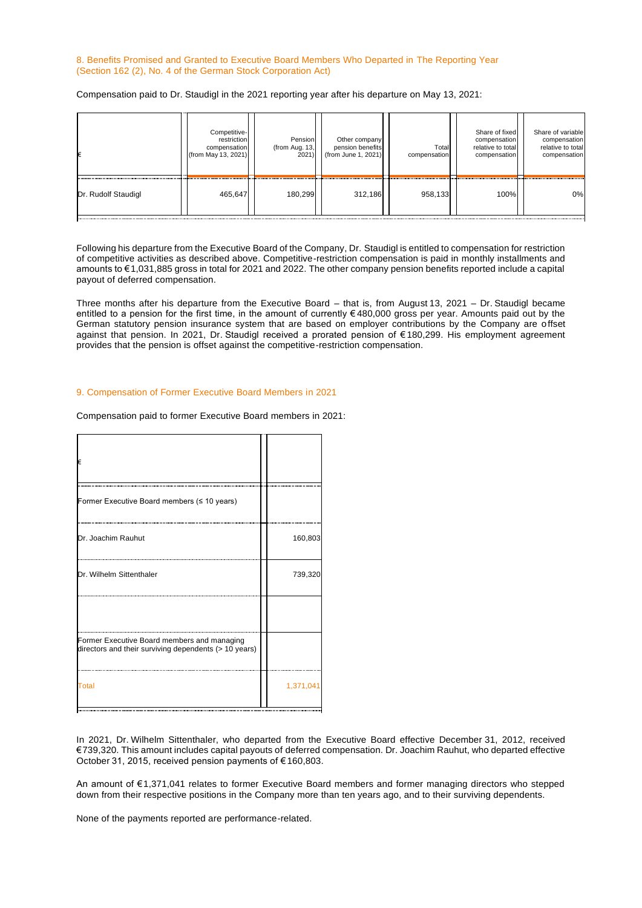## 8. Benefits Promised and Granted to Executive Board Members Who Departed in The Reporting Year (Section 162 (2), No. 4 of the German Stock Corporation Act)

Compensation paid to Dr. Staudigl in the 2021 reporting year after his departure on May 13, 2021:

| € | Competitive-restriction compensation (from May 13, 2021) | Pension (from Aug. 13, 2021) | Other company pension benefits (from June 1, 2021) | Total compensation | Share of fixed compensation relative to total compensation | Share of variable compensation relative to total compensation |
|---|---|---|---|---|---|---|
| Dr. Rudolf Staudigl | 465,647 | 180,299 | 312,186 | 958,133 | 100% | 0% |

Following his departure from the Executive Board of the Company, Dr. Staudigl is entitled to compensation for restriction of competitive activities as described above. Competitive-restriction compensation is paid in monthly installments and amounts to €1,031,885 gross in total for 2021 and 2022. The other company pension benefits reported include a capital payout of deferred compensation.

Three months after his departure from the Executive Board – that is, from August 13, 2021 – Dr. Staudigl became entitled to a pension for the first time, in the amount of currently €480,000 gross per year. Amounts paid out by the German statutory pension insurance system that are based on employer contributions by the Company are offset against that pension. In 2021, Dr. Staudigl received a prorated pension of €180,299. His employment agreement provides that the pension is offset against the competitive-restriction compensation.

## 9. Compensation of Former Executive Board Members in 2021

Compensation paid to former Executive Board members in 2021:

| € | |
|---|---|
| Former Executive Board members (≤ 10 years) | |
| Dr. Joachim Rauhut | 160,803 |
| Dr. Wilhelm Sittenthaler | 739,320 |
| | |
| Former Executive Board members and managing directors and their surviving dependents (> 10 years) | |
| Total | 1,371,041 |

In 2021, Dr. Wilhelm Sittenthaler, who departed from the Executive Board effective December 31, 2012, received €739,320. This amount includes capital payouts of deferred compensation. Dr. Joachim Rauhut, who departed effective October 31, 2015, received pension payments of €160,803.

An amount of €1,371,041 relates to former Executive Board members and former managing directors who stepped down from their respective positions in the Company more than ten years ago, and to their surviving dependents.

None of the payments reported are performance-related.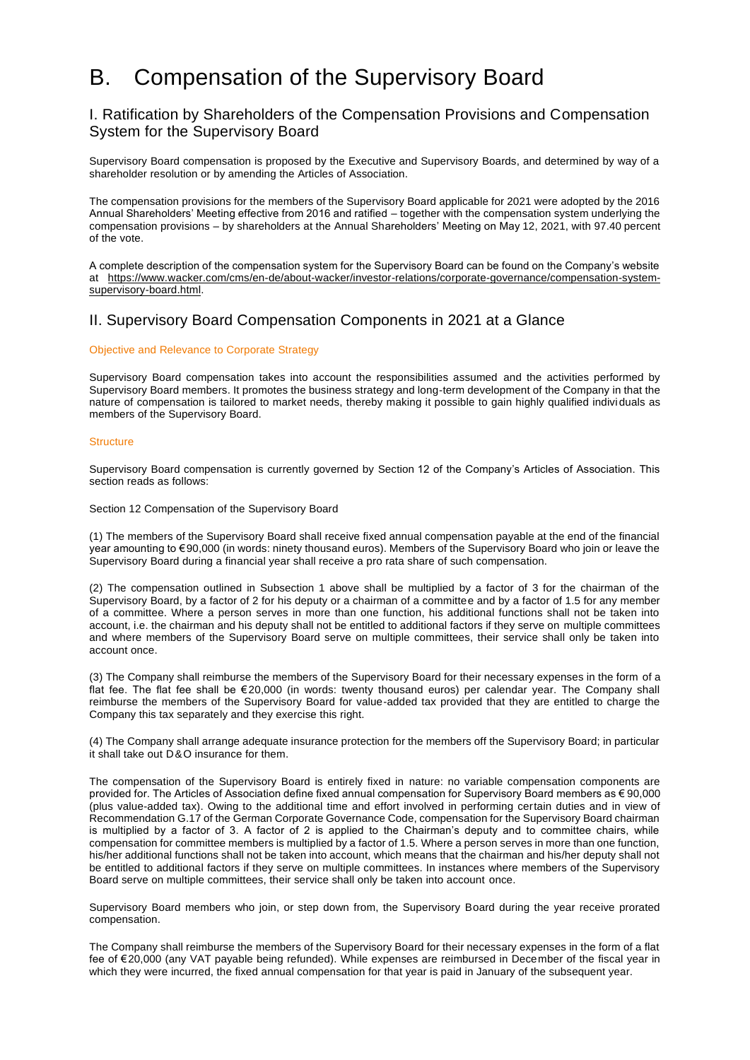# B. Compensation of the Supervisory Board

## I. Ratification by Shareholders of the Compensation Provisions and Compensation System for the Supervisory Board

Supervisory Board compensation is proposed by the Executive and Supervisory Boards, and determined by way of a shareholder resolution or by amending the Articles of Association.

The compensation provisions for the members of the Supervisory Board applicable for 2021 were adopted by the 2016 Annual Shareholders' Meeting effective from 2016 and ratified – together with the compensation system underlying the compensation provisions – by shareholders at the Annual Shareholders' Meeting on May 12, 2021, with 97.40 percent of the vote.

A complete description of the compensation system for the Supervisory Board can be found on the Company's website at https://www.wacker.com/cms/en-de/about-wacker/investor-relations/corporate-governance/compensation-system-supervisory-board.html.

## II. Supervisory Board Compensation Components in 2021 at a Glance

### Objective and Relevance to Corporate Strategy

Supervisory Board compensation takes into account the responsibilities assumed and the activities performed by Supervisory Board members. It promotes the business strategy and long-term development of the Company in that the nature of compensation is tailored to market needs, thereby making it possible to gain highly qualified individuals as members of the Supervisory Board.

### Structure

Supervisory Board compensation is currently governed by Section 12 of the Company's Articles of Association. This section reads as follows:

Section 12 Compensation of the Supervisory Board

(1) The members of the Supervisory Board shall receive fixed annual compensation payable at the end of the financial year amounting to €90,000 (in words: ninety thousand euros). Members of the Supervisory Board who join or leave the Supervisory Board during a financial year shall receive a pro rata share of such compensation.

(2) The compensation outlined in Subsection 1 above shall be multiplied by a factor of 3 for the chairman of the Supervisory Board, by a factor of 2 for his deputy or a chairman of a committee and by a factor of 1.5 for any member of a committee. Where a person serves in more than one function, his additional functions shall not be taken into account, i.e. the chairman and his deputy shall not be entitled to additional factors if they serve on multiple committees and where members of the Supervisory Board serve on multiple committees, their service shall only be taken into account once.

(3) The Company shall reimburse the members of the Supervisory Board for their necessary expenses in the form of a flat fee. The flat fee shall be €20,000 (in words: twenty thousand euros) per calendar year. The Company shall reimburse the members of the Supervisory Board for value-added tax provided that they are entitled to charge the Company this tax separately and they exercise this right.

(4) The Company shall arrange adequate insurance protection for the members off the Supervisory Board; in particular it shall take out D&O insurance for them.

The compensation of the Supervisory Board is entirely fixed in nature: no variable compensation components are provided for. The Articles of Association define fixed annual compensation for Supervisory Board members as € 90,000 (plus value-added tax). Owing to the additional time and effort involved in performing certain duties and in view of Recommendation G.17 of the German Corporate Governance Code, compensation for the Supervisory Board chairman is multiplied by a factor of 3. A factor of 2 is applied to the Chairman's deputy and to committee chairs, while compensation for committee members is multiplied by a factor of 1.5. Where a person serves in more than one function, his/her additional functions shall not be taken into account, which means that the chairman and his/her deputy shall not be entitled to additional factors if they serve on multiple committees. In instances where members of the Supervisory Board serve on multiple committees, their service shall only be taken into account once.

Supervisory Board members who join, or step down from, the Supervisory Board during the year receive prorated compensation.

The Company shall reimburse the members of the Supervisory Board for their necessary expenses in the form of a flat fee of €20,000 (any VAT payable being refunded). While expenses are reimbursed in December of the fiscal year in which they were incurred, the fixed annual compensation for that year is paid in January of the subsequent year.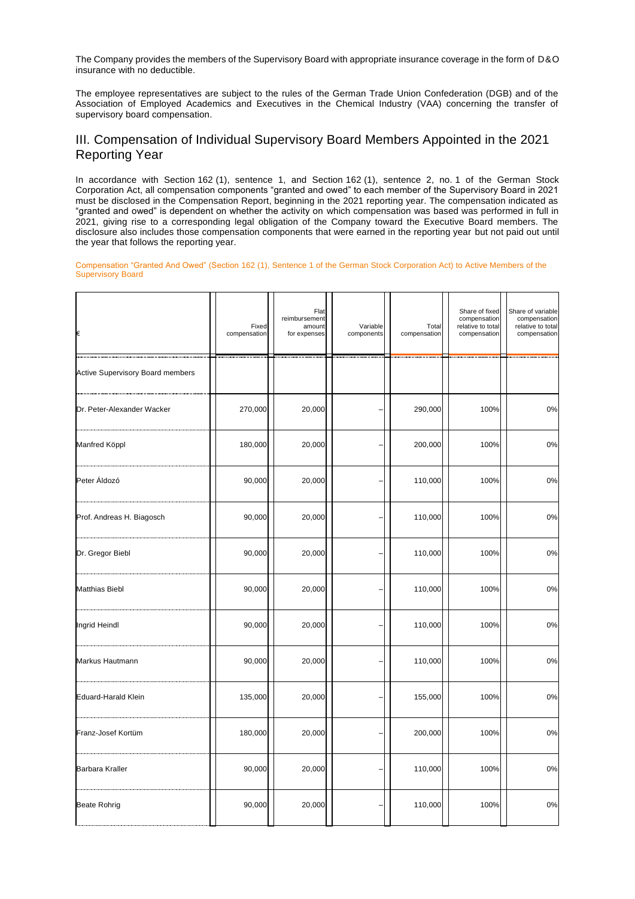The Company provides the members of the Supervisory Board with appropriate insurance coverage in the form of D&O insurance with no deductible.

The employee representatives are subject to the rules of the German Trade Union Confederation (DGB) and of the Association of Employed Academics and Executives in the Chemical Industry (VAA) concerning the transfer of supervisory board compensation.

## III. Compensation of Individual Supervisory Board Members Appointed in the 2021 Reporting Year

In accordance with Section 162 (1), sentence 1, and Section 162 (1), sentence 2, no. 1 of the German Stock Corporation Act, all compensation components "granted and owed" to each member of the Supervisory Board in 2021 must be disclosed in the Compensation Report, beginning in the 2021 reporting year. The compensation indicated as "granted and owed" is dependent on whether the activity on which compensation was based was performed in full in 2021, giving rise to a corresponding legal obligation of the Company toward the Executive Board members. The disclosure also includes those compensation components that were earned in the reporting year but not paid out until the year that follows the reporting year.

Compensation "Granted And Owed" (Section 162 (1), Sentence 1 of the German Stock Corporation Act) to Active Members of the Supervisory Board

| € | Fixed compensation | Flat reimbursement amount for expenses | Variable components | Total compensation | Share of fixed compensation relative to total compensation | Share of variable compensation relative to total compensation |
|---|---|---|---|---|---|---|
| Active Supervisory Board members | | | | | | |
| Dr. Peter-Alexander Wacker | 270,000 | 20,000 | – | 290,000 | 100% | 0% |
| Manfred Köppl | 180,000 | 20,000 | – | 200,000 | 100% | 0% |
| Peter Áldozó | 90,000 | 20,000 | – | 110,000 | 100% | 0% |
| Prof. Andreas H. Biagosch | 90,000 | 20,000 | – | 110,000 | 100% | 0% |
| Dr. Gregor Biebl | 90,000 | 20,000 | – | 110,000 | 100% | 0% |
| Matthias Biebl | 90,000 | 20,000 | – | 110,000 | 100% | 0% |
| Ingrid Heindl | 90,000 | 20,000 | – | 110,000 | 100% | 0% |
| Markus Hautmann | 90,000 | 20,000 | – | 110,000 | 100% | 0% |
| Eduard-Harald Klein | 135,000 | 20,000 | – | 155,000 | 100% | 0% |
| Franz-Josef Kortüm | 180,000 | 20,000 | – | 200,000 | 100% | 0% |
| Barbara Kraller | 90,000 | 20,000 | – | 110,000 | 100% | 0% |
| Beate Rohrig | 90,000 | 20,000 | – | 110,000 | 100% | 0% |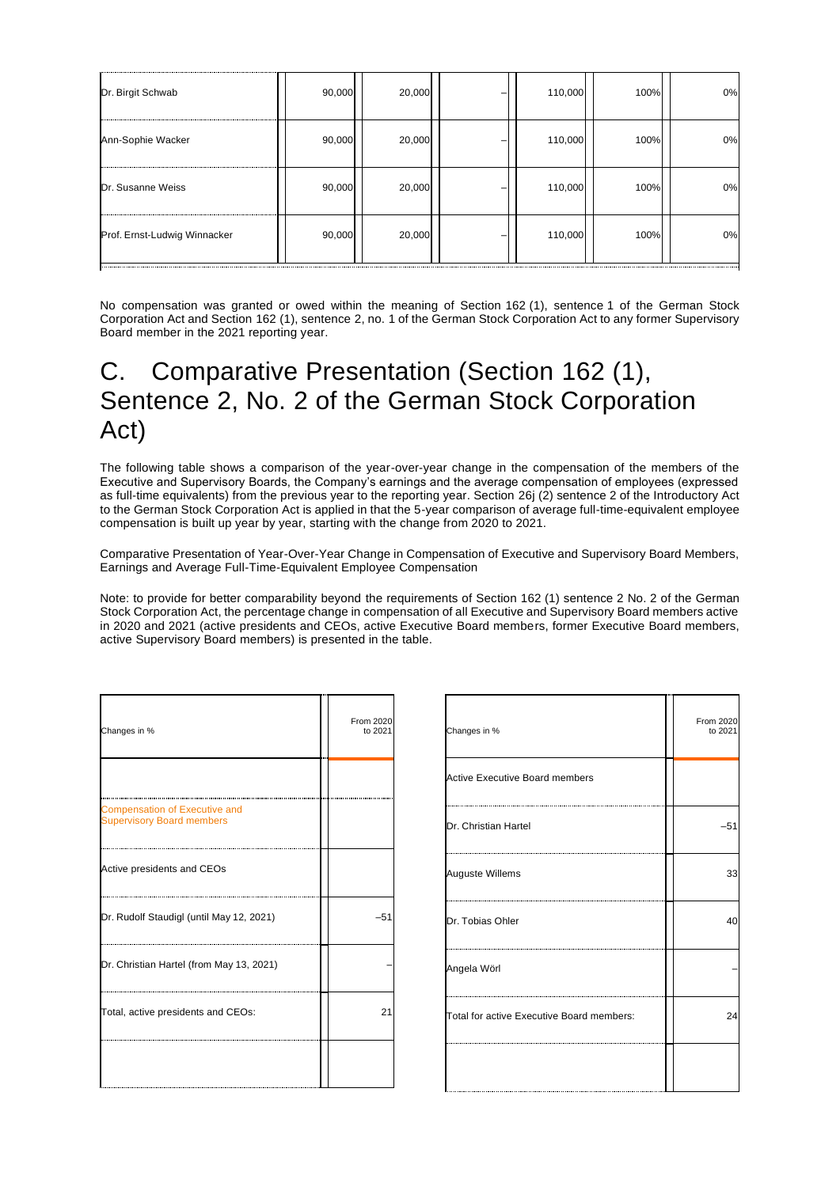| Dr. Birgit Schwab | 90,000 | 20,000 | – | 110,000 | 100% | 0% |
|---|---|---|---|---|---|---|
| Ann-Sophie Wacker | 90,000 | 20,000 | – | 110,000 | 100% | 0% |
| Dr. Susanne Weiss | 90,000 | 20,000 | – | 110,000 | 100% | 0% |
| Prof. Ernst-Ludwig Winnacker | 90,000 | 20,000 | – | 110,000 | 100% | 0% |

No compensation was granted or owed within the meaning of Section 162 (1), sentence 1 of the German Stock Corporation Act and Section 162 (1), sentence 2, no. 1 of the German Stock Corporation Act to any former Supervisory Board member in the 2021 reporting year.

# C. Comparative Presentation (Section 162 (1), Sentence 2, No. 2 of the German Stock Corporation Act)

The following table shows a comparison of the year-over-year change in the compensation of the members of the Executive and Supervisory Boards, the Company's earnings and the average compensation of employees (expressed as full-time equivalents) from the previous year to the reporting year. Section 26j (2) sentence 2 of the Introductory Act to the German Stock Corporation Act is applied in that the 5-year comparison of average full-time-equivalent employee compensation is built up year by year, starting with the change from 2020 to 2021.

Comparative Presentation of Year-Over-Year Change in Compensation of Executive and Supervisory Board Members, Earnings and Average Full-Time-Equivalent Employee Compensation

Note: to provide for better comparability beyond the requirements of Section 162 (1) sentence 2 No. 2 of the German Stock Corporation Act, the percentage change in compensation of all Executive and Supervisory Board members active in 2020 and 2021 (active presidents and CEOs, active Executive Board members, former Executive Board members, active Supervisory Board members) is presented in the table.

| Changes in % | From 2020 to 2021 |
|---|---|
| **Compensation of Executive and Supervisory Board members** | |
| Active presidents and CEOs | |
| Dr. Rudolf Staudigl (until May 12, 2021) | –51 |
| Dr. Christian Hartel (from May 13, 2021) | – |
| Total, active presidents and CEOs: | 21 |
| Active Executive Board members | |
| Dr. Christian Hartel | –51 |
| Auguste Willems | 33 |
| Dr. Tobias Ohler | 40 |
| Angela Wörl | – |
| Total for active Executive Board members: | 24 |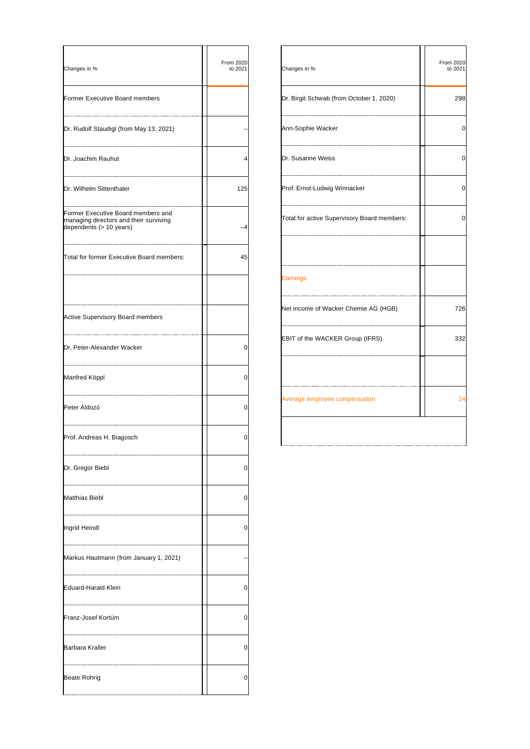| Changes in % | From 2020 to 2021 |
|---|---|
| Former Executive Board members | |
| Dr. Rudolf Staudigl (from May 13, 2021) | – |
| Dr. Joachim Rauhut | 4 |
| Dr. Wilhelm Sittenthaler | 125 |
| Former Executive Board members and managing directors and their surviving dependents (> 10 years) | –4 |
| Total for former Executive Board members: | 45 |
| | |
| Active Supervisory Board members | |
| Dr. Peter-Alexander Wacker | 0 |
| Manfred Köppl | 0 |
| Peter Áldozó | 0 |
| Prof. Andreas H. Biagosch | 0 |
| Dr. Gregor Biebl | 0 |
| Matthias Biebl | 0 |
| Ingrid Heindl | 0 |
| Markus Hautmann (from January 1, 2021) | – |
| Eduard-Harald Klein | 0 |
| Franz-Josef Kortüm | 0 |
| Barbara Kraller | 0 |
| Beate Rohrig | 0 |
| Dr. Birgit Schwab (from October 1, 2020) | 298 |
| Ann-Sophie Wacker | 0 |
| Dr. Susanne Weiss | 0 |
| Prof. Ernst-Ludwig Winnacker | 0 |
| Total for active Supervisory Board members: | 0 |
| | |
| Earnings | |
| Net income of Wacker Chemie AG (HGB) | 726 |
| EBIT of the WACKER Group (IFRS) | 332 |
| | |
| Average employee compensation | 14 |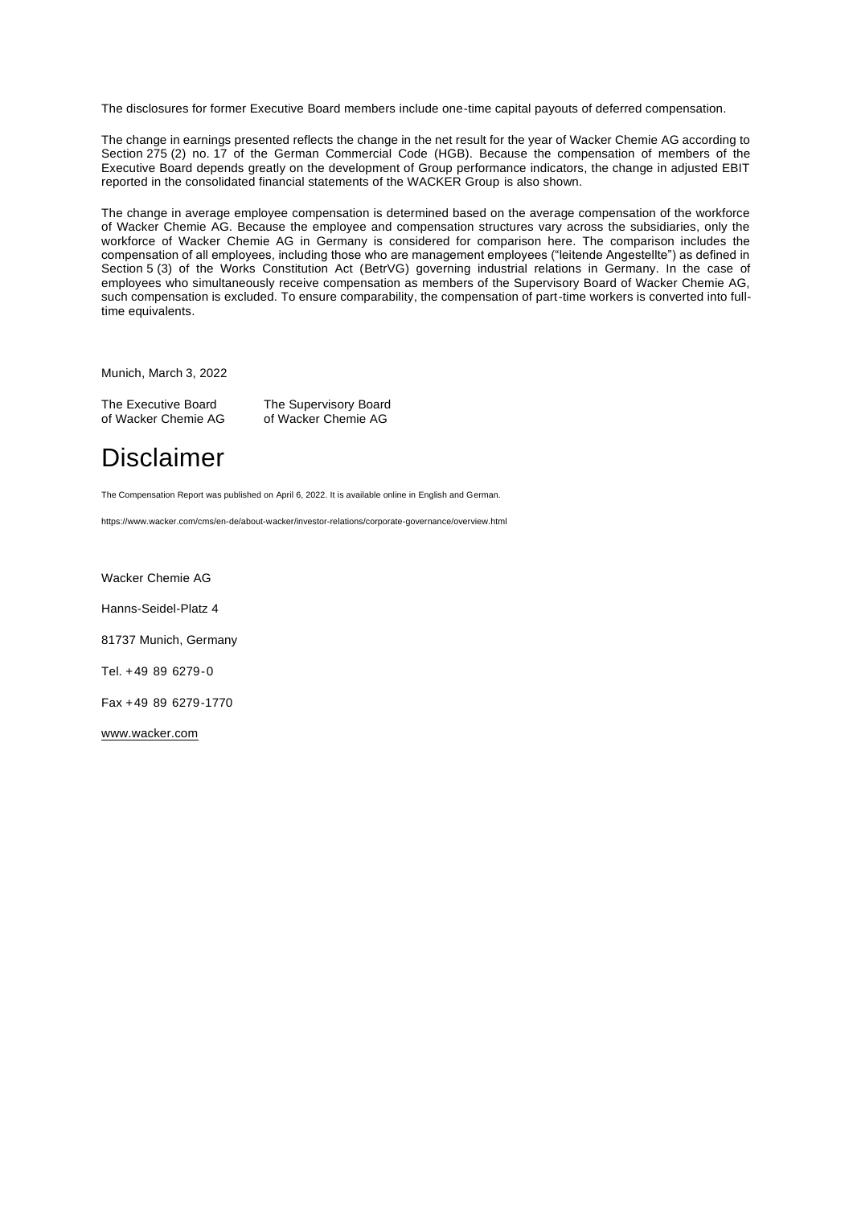The disclosures for former Executive Board members include one-time capital payouts of deferred compensation.

The change in earnings presented reflects the change in the net result for the year of Wacker Chemie AG according to Section 275 (2) no. 17 of the German Commercial Code (HGB). Because the compensation of members of the Executive Board depends greatly on the development of Group performance indicators, the change in adjusted EBIT reported in the consolidated financial statements of the WACKER Group is also shown.

The change in average employee compensation is determined based on the average compensation of the workforce of Wacker Chemie AG. Because the employee and compensation structures vary across the subsidiaries, only the workforce of Wacker Chemie AG in Germany is considered for comparison here. The comparison includes the compensation of all employees, including those who are management employees ("leitende Angestellte") as defined in Section 5 (3) of the Works Constitution Act (BetrVG) governing industrial relations in Germany. In the case of employees who simultaneously receive compensation as members of the Supervisory Board of Wacker Chemie AG, such compensation is excluded. To ensure comparability, the compensation of part-time workers is converted into full-time equivalents.

Munich, March 3, 2022

| The Executive Board of Wacker Chemie AG | The Supervisory Board of Wacker Chemie AG |
|---|---|

# Disclaimer

The Compensation Report was published on April 6, 2022. It is available online in English and German.

https://www.wacker.com/cms/en-de/about-wacker/investor-relations/corporate-governance/overview.html

Wacker Chemie AG

Hanns-Seidel-Platz 4

81737 Munich, Germany

Tel. +49 89 6279-0

Fax +49 89 6279-1770

www.wacker.com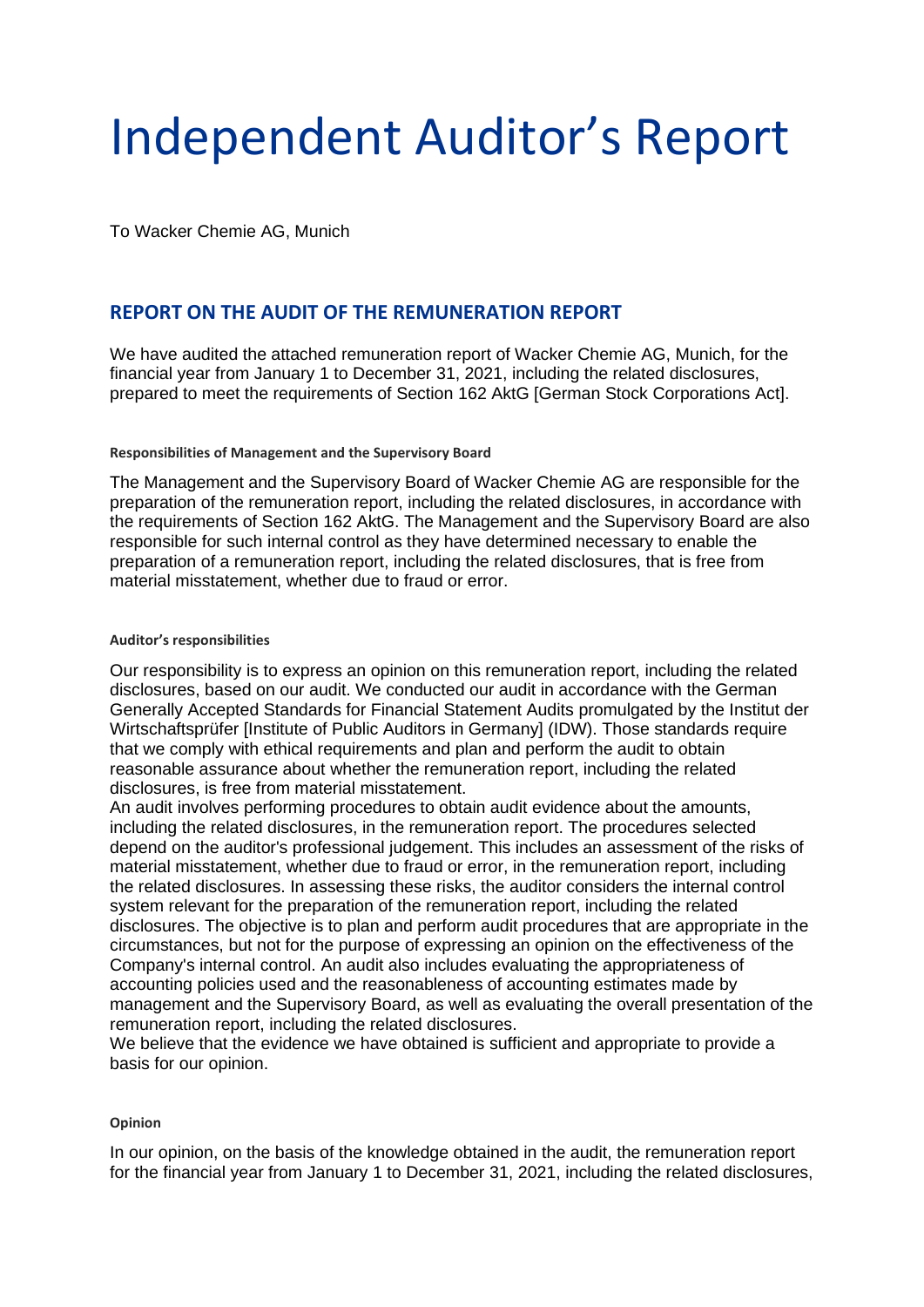# Independent Auditor’s Report

To Wacker Chemie AG, Munich

## REPORT ON THE AUDIT OF THE REMUNERATION REPORT

We have audited the attached remuneration report of Wacker Chemie AG, Munich, for the financial year from January 1 to December 31, 2021, including the related disclosures, prepared to meet the requirements of Section 162 AktG [German Stock Corporations Act].

#### Responsibilities of Management and the Supervisory Board

The Management and the Supervisory Board of Wacker Chemie AG are responsible for the preparation of the remuneration report, including the related disclosures, in accordance with the requirements of Section 162 AktG. The Management and the Supervisory Board are also responsible for such internal control as they have determined necessary to enable the preparation of a remuneration report, including the related disclosures, that is free from material misstatement, whether due to fraud or error.

#### Auditor’s responsibilities

Our responsibility is to express an opinion on this remuneration report, including the related disclosures, based on our audit. We conducted our audit in accordance with the German Generally Accepted Standards for Financial Statement Audits promulgated by the Institut der Wirtschaftsprüfer [Institute of Public Auditors in Germany] (IDW). Those standards require that we comply with ethical requirements and plan and perform the audit to obtain reasonable assurance about whether the remuneration report, including the related disclosures, is free from material misstatement.
An audit involves performing procedures to obtain audit evidence about the amounts, including the related disclosures, in the remuneration report. The procedures selected depend on the auditor's professional judgement. This includes an assessment of the risks of material misstatement, whether due to fraud or error, in the remuneration report, including the related disclosures. In assessing these risks, the auditor considers the internal control system relevant for the preparation of the remuneration report, including the related disclosures. The objective is to plan and perform audit procedures that are appropriate in the circumstances, but not for the purpose of expressing an opinion on the effectiveness of the Company's internal control. An audit also includes evaluating the appropriateness of accounting policies used and the reasonableness of accounting estimates made by management and the Supervisory Board, as well as evaluating the overall presentation of the remuneration report, including the related disclosures.
We believe that the evidence we have obtained is sufficient and appropriate to provide a basis for our opinion.

#### Opinion

In our opinion, on the basis of the knowledge obtained in the audit, the remuneration report for the financial year from January 1 to December 31, 2021, including the related disclosures,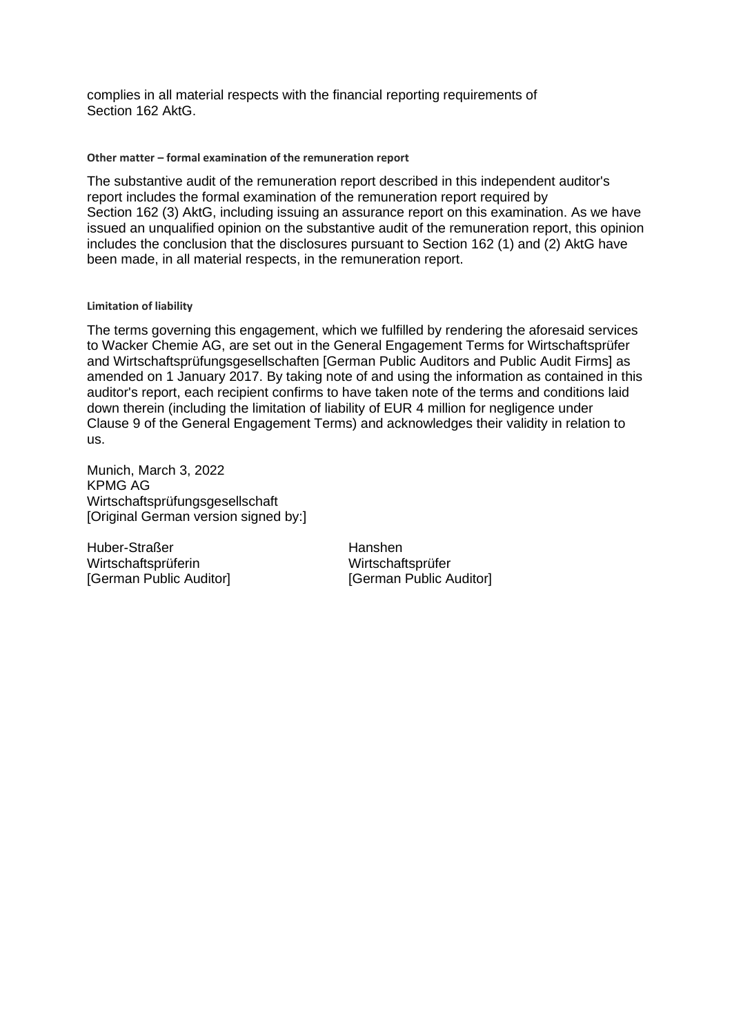complies in all material respects with the financial reporting requirements of Section 162 AktG.

**Other matter – formal examination of the remuneration report**

The substantive audit of the remuneration report described in this independent auditor's report includes the formal examination of the remuneration report required by Section 162 (3) AktG, including issuing an assurance report on this examination. As we have issued an unqualified opinion on the substantive audit of the remuneration report, this opinion includes the conclusion that the disclosures pursuant to Section 162 (1) and (2) AktG have been made, in all material respects, in the remuneration report.

**Limitation of liability**

The terms governing this engagement, which we fulfilled by rendering the aforesaid services to Wacker Chemie AG, are set out in the General Engagement Terms for Wirtschaftsprüfer and Wirtschaftsprüfungsgesellschaften [German Public Auditors and Public Audit Firms] as amended on 1 January 2017. By taking note of and using the information as contained in this auditor's report, each recipient confirms to have taken note of the terms and conditions laid down therein (including the limitation of liability of EUR 4 million for negligence under Clause 9 of the General Engagement Terms) and acknowledges their validity in relation to us.

Munich, March 3, 2022
KPMG AG
Wirtschaftsprüfungsgesellschaft
[Original German version signed by:]

Huber-Straßer
Wirtschaftsprüferin
[German Public Auditor]

Hanshen
Wirtschaftsprüfer
[German Public Auditor]